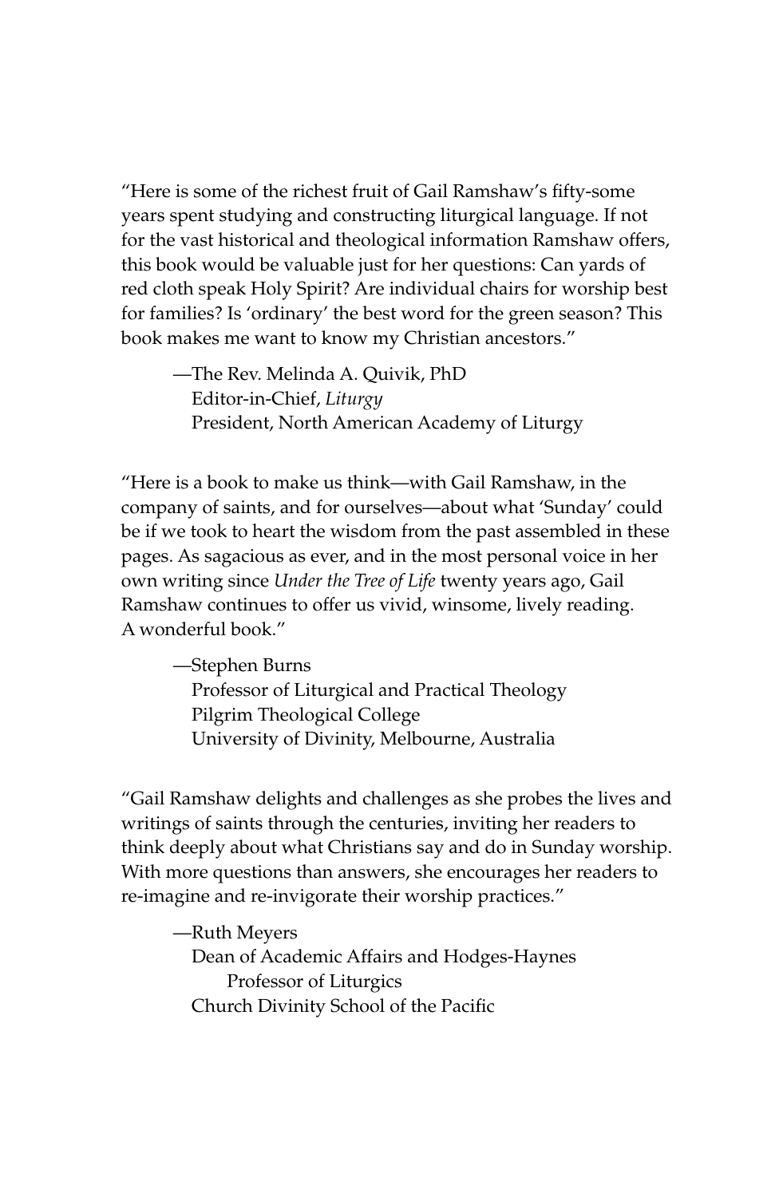"Here is some of the richest fruit of Gail Ramshaw's fifty-some years spent studying and constructing liturgical language. If not for the vast historical and theological information Ramshaw offers, this book would be valuable just for her questions: Can yards of red cloth speak Holy Spirit? Are individual chairs for worship best for families? Is 'ordinary' the best word for the green season? This book makes me want to know my Christian ancestors."

> —The Rev. Melinda A. Quivik, PhD
> Editor-in-Chief, *Liturgy*
> President, North American Academy of Liturgy

"Here is a book to make us think—with Gail Ramshaw, in the company of saints, and for ourselves—about what 'Sunday' could be if we took to heart the wisdom from the past assembled in these pages. As sagacious as ever, and in the most personal voice in her own writing since *Under the Tree of Life* twenty years ago, Gail Ramshaw continues to offer us vivid, winsome, lively reading. A wonderful book."

> —Stephen Burns
> Professor of Liturgical and Practical Theology
> Pilgrim Theological College
> University of Divinity, Melbourne, Australia

"Gail Ramshaw delights and challenges as she probes the lives and writings of saints through the centuries, inviting her readers to think deeply about what Christians say and do in Sunday worship. With more questions than answers, she encourages her readers to re-imagine and re-invigorate their worship practices."

> —Ruth Meyers
> Dean of Academic Affairs and Hodges-Haynes Professor of Liturgics
> Church Divinity School of the Pacific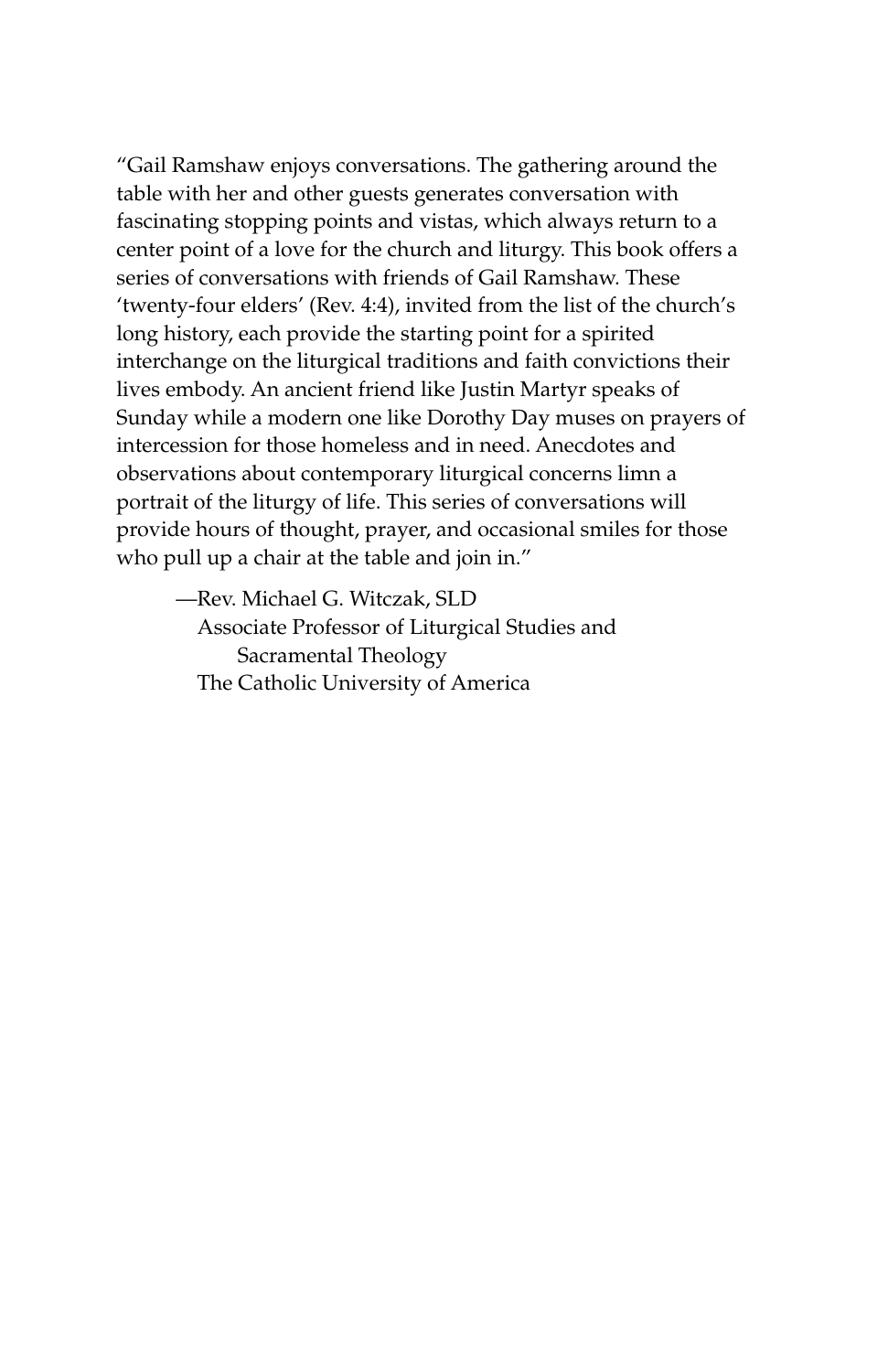"Gail Ramshaw enjoys conversations. The gathering around the table with her and other guests generates conversation with fascinating stopping points and vistas, which always return to a center point of a love for the church and liturgy. This book offers a series of conversations with friends of Gail Ramshaw. These 'twenty-four elders' (Rev. 4:4), invited from the list of the church's long history, each provide the starting point for a spirited interchange on the liturgical traditions and faith convictions their lives embody. An ancient friend like Justin Martyr speaks of Sunday while a modern one like Dorothy Day muses on prayers of intercession for those homeless and in need. Anecdotes and observations about contemporary liturgical concerns limn a portrait of the liturgy of life. This series of conversations will provide hours of thought, prayer, and occasional smiles for those who pull up a chair at the table and join in."

—Rev. Michael G. Witczak, SLD
Associate Professor of Liturgical Studies and Sacramental Theology
The Catholic University of America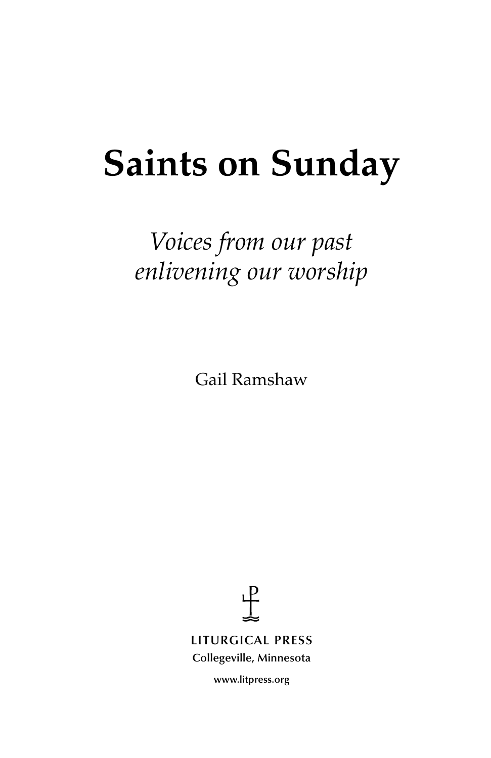# Saints on Sunday

*Voices from our past enlivening our worship*

Gail Ramshaw

LITURGICAL PRESS
Collegeville, Minnesota

www.litpress.org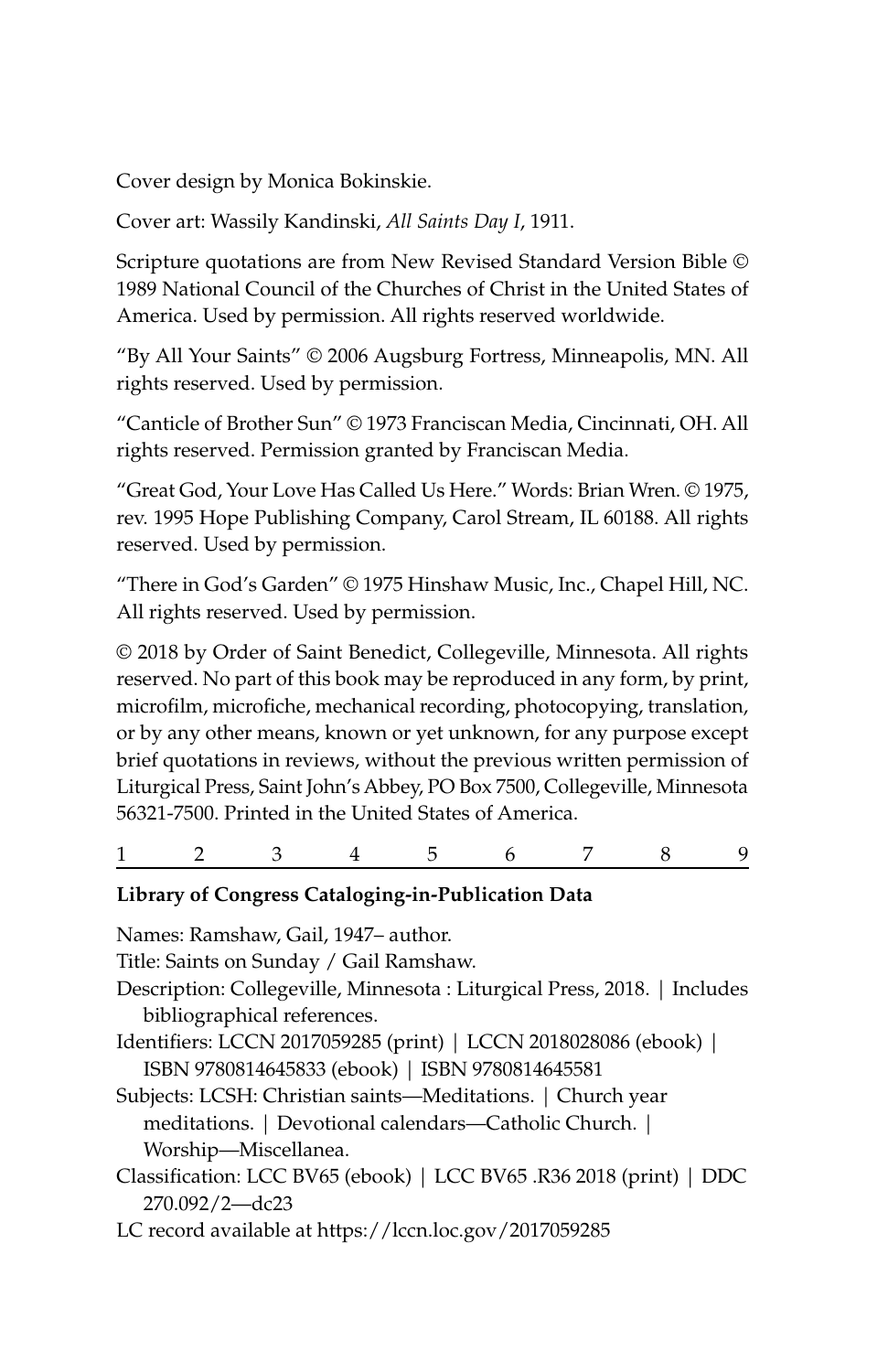Cover design by Monica Bokinskie.

Cover art: Wassily Kandinski, *All Saints Day I*, 1911.

Scripture quotations are from New Revised Standard Version Bible © 1989 National Council of the Churches of Christ in the United States of America. Used by permission. All rights reserved worldwide.

"By All Your Saints" © 2006 Augsburg Fortress, Minneapolis, MN. All rights reserved. Used by permission.

"Canticle of Brother Sun" © 1973 Franciscan Media, Cincinnati, OH. All rights reserved. Permission granted by Franciscan Media.

"Great God, Your Love Has Called Us Here." Words: Brian Wren. © 1975, rev. 1995 Hope Publishing Company, Carol Stream, IL 60188. All rights reserved. Used by permission.

"There in God's Garden" © 1975 Hinshaw Music, Inc., Chapel Hill, NC. All rights reserved. Used by permission.

© 2018 by Order of Saint Benedict, Collegeville, Minnesota. All rights reserved. No part of this book may be reproduced in any form, by print, microfilm, microfiche, mechanical recording, photocopying, translation, or by any other means, known or yet unknown, for any purpose except brief quotations in reviews, without the previous written permission of Liturgical Press, Saint John's Abbey, PO Box 7500, Collegeville, Minnesota 56321-7500. Printed in the United States of America.

1 2 3 4 5 6 7 8 9

**Library of Congress Cataloging-in-Publication Data**

Names: Ramshaw, Gail, 1947– author.
Title: Saints on Sunday / Gail Ramshaw.
Description: Collegeville, Minnesota : Liturgical Press, 2018. | Includes bibliographical references.
Identifiers: LCCN 2017059285 (print) | LCCN 2018028086 (ebook) | ISBN 9780814645833 (ebook) | ISBN 9780814645581
Subjects: LCSH: Christian saints—Meditations. | Church year meditations. | Devotional calendars—Catholic Church. | Worship—Miscellanea.
Classification: LCC BV65 (ebook) | LCC BV65 .R36 2018 (print) | DDC 270.092/2—dc23
LC record available at https://lccn.loc.gov/2017059285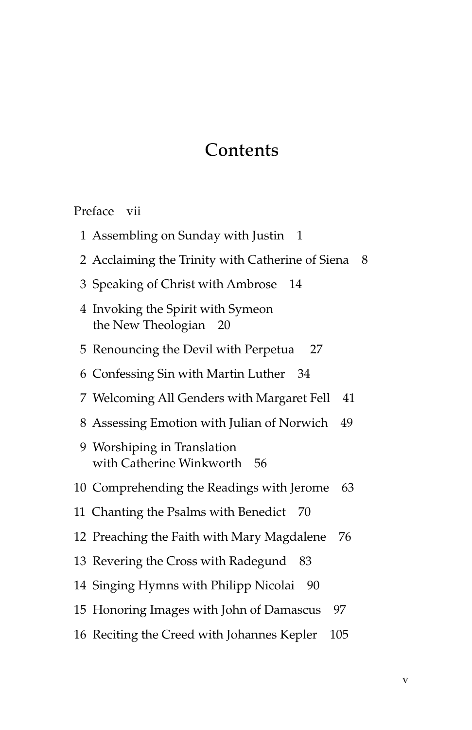# Contents

Preface vii

1 Assembling on Sunday with Justin 1

2 Acclaiming the Trinity with Catherine of Siena 8

3 Speaking of Christ with Ambrose 14

4 Invoking the Spirit with Symeon the New Theologian 20

5 Renouncing the Devil with Perpetua 27

6 Confessing Sin with Martin Luther 34

7 Welcoming All Genders with Margaret Fell 41

8 Assessing Emotion with Julian of Norwich 49

9 Worshiping in Translation with Catherine Winkworth 56

10 Comprehending the Readings with Jerome 63

11 Chanting the Psalms with Benedict 70

12 Preaching the Faith with Mary Magdalene 76

13 Revering the Cross with Radegund 83

14 Singing Hymns with Philipp Nicolai 90

15 Honoring Images with John of Damascus 97

16 Reciting the Creed with Johannes Kepler 105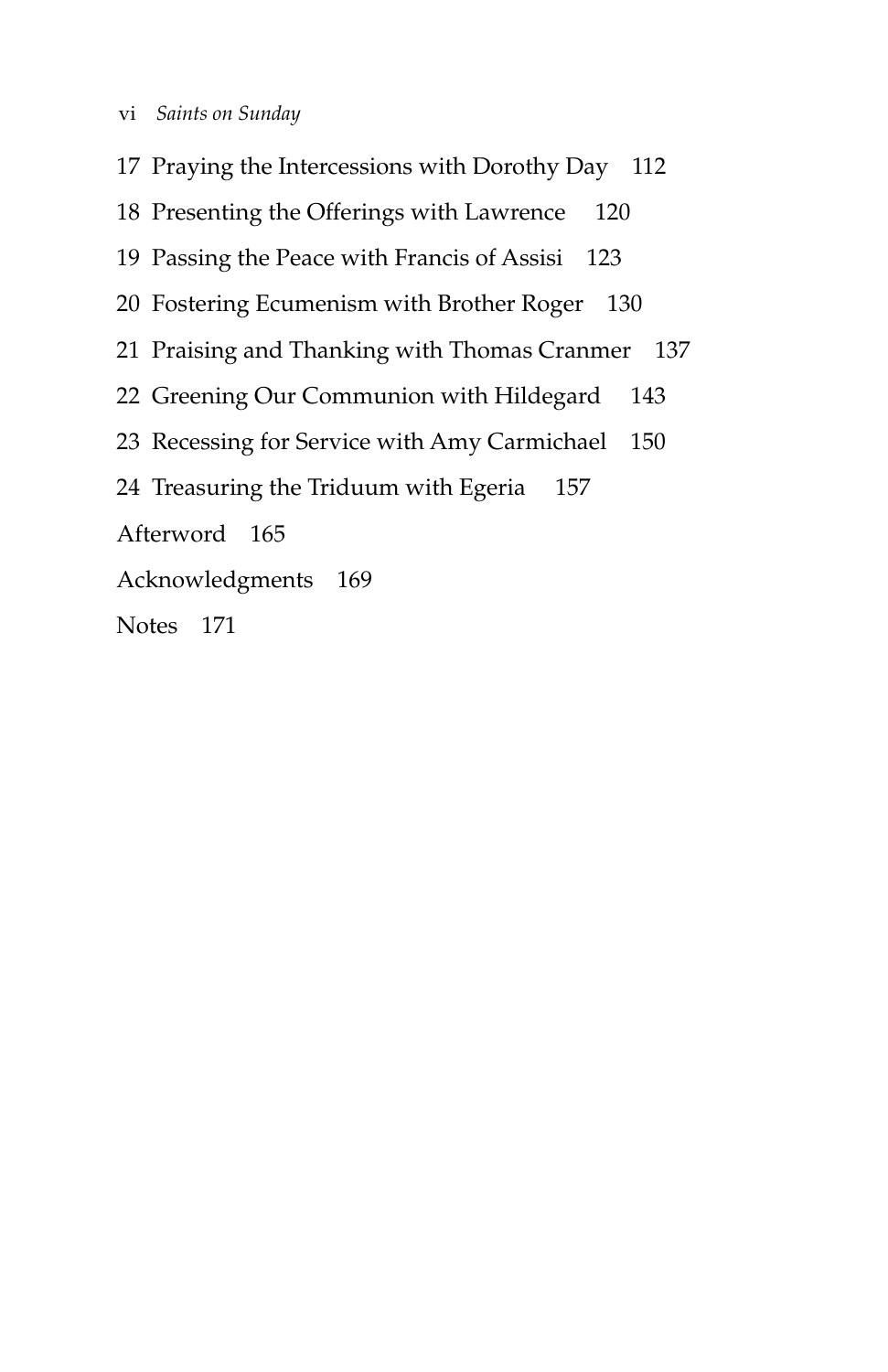17 Praying the Intercessions with Dorothy Day 112

18 Presenting the Offerings with Lawrence 120

19 Passing the Peace with Francis of Assisi 123

20 Fostering Ecumenism with Brother Roger 130

21 Praising and Thanking with Thomas Cranmer 137

22 Greening Our Communion with Hildegard 143

23 Recessing for Service with Amy Carmichael 150

24 Treasuring the Triduum with Egeria 157

Afterword 165

Acknowledgments 169

Notes 171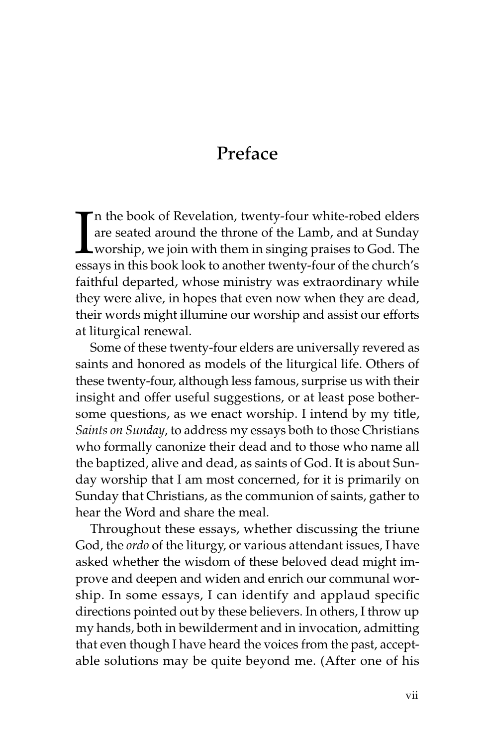# Preface

In the book of Revelation, twenty-four white-robed elders are seated around the throne of the Lamb, and at Sunday worship, we join with them in singing praises to God. The essays in this book look to another twenty-four of the church's faithful departed, whose ministry was extraordinary while they were alive, in hopes that even now when they are dead, their words might illumine our worship and assist our efforts at liturgical renewal.

Some of these twenty-four elders are universally revered as saints and honored as models of the liturgical life. Others of these twenty-four, although less famous, surprise us with their insight and offer useful suggestions, or at least pose bothersome questions, as we enact worship. I intend by my title, *Saints on Sunday*, to address my essays both to those Christians who formally canonize their dead and to those who name all the baptized, alive and dead, as saints of God. It is about Sunday worship that I am most concerned, for it is primarily on Sunday that Christians, as the communion of saints, gather to hear the Word and share the meal.

Throughout these essays, whether discussing the triune God, the *ordo* of the liturgy, or various attendant issues, I have asked whether the wisdom of these beloved dead might improve and deepen and widen and enrich our communal worship. In some essays, I can identify and applaud specific directions pointed out by these believers. In others, I throw up my hands, both in bewilderment and in invocation, admitting that even though I have heard the voices from the past, acceptable solutions may be quite beyond me. (After one of his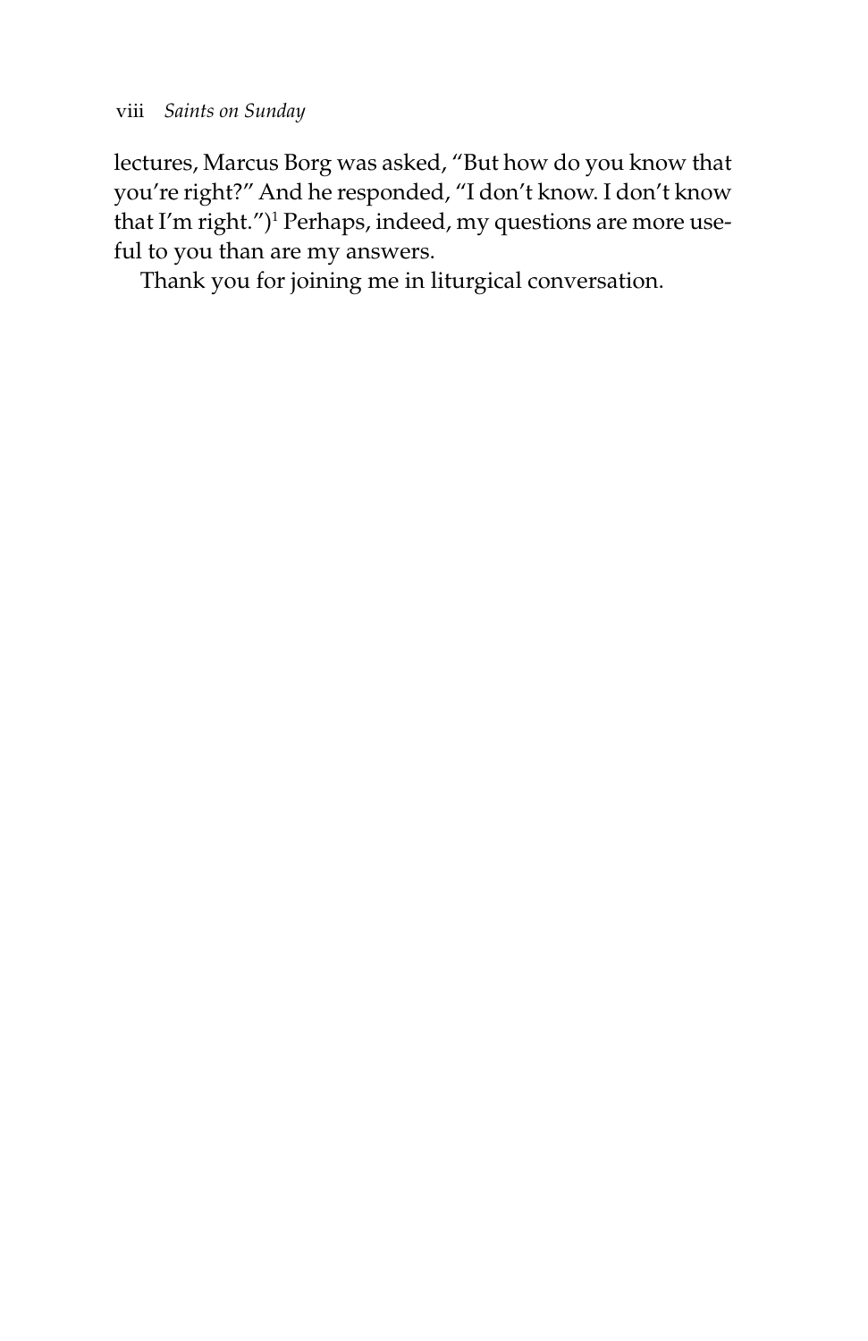lectures, Marcus Borg was asked, "But how do you know that you're right?" And he responded, "I don't know. I don't know that I'm right.")[1] Perhaps, indeed, my questions are more useful to you than are my answers.

Thank you for joining me in liturgical conversation.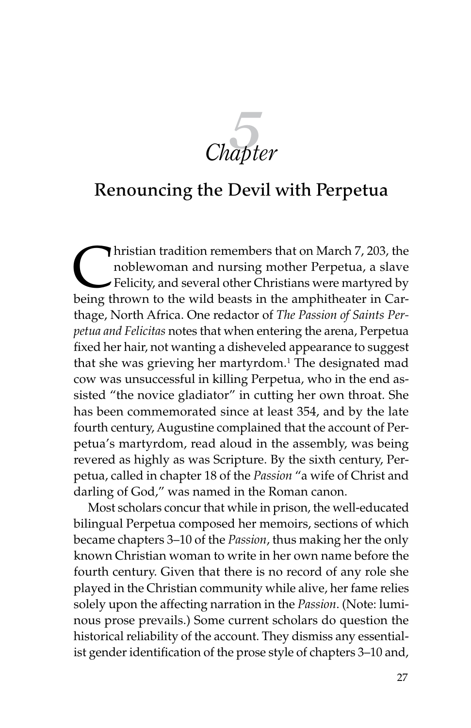# Chapter 5

## Renouncing the Devil with Perpetua

Christian tradition remembers that on March 7, 203, the noblewoman and nursing mother Perpetua, a slave Felicity, and several other Christians were martyred by being thrown to the wild beasts in the amphitheater in Carthage, North Africa. One redactor of *The Passion of Saints Perpetua and Felicitas* notes that when entering the arena, Perpetua fixed her hair, not wanting a disheveled appearance to suggest that she was grieving her martyrdom.[1] The designated mad cow was unsuccessful in killing Perpetua, who in the end assisted "the novice gladiator" in cutting her own throat. She has been commemorated since at least 354, and by the late fourth century, Augustine complained that the account of Perpetua's martyrdom, read aloud in the assembly, was being revered as highly as was Scripture. By the sixth century, Perpetua, called in chapter 18 of the *Passion* "a wife of Christ and darling of God," was named in the Roman canon.

Most scholars concur that while in prison, the well-educated bilingual Perpetua composed her memoirs, sections of which became chapters 3–10 of the *Passion*, thus making her the only known Christian woman to write in her own name before the fourth century. Given that there is no record of any role she played in the Christian community while alive, her fame relies solely upon the affecting narration in the *Passion*. (Note: luminous prose prevails.) Some current scholars do question the historical reliability of the account. They dismiss any essentialist gender identification of the prose style of chapters 3–10 and,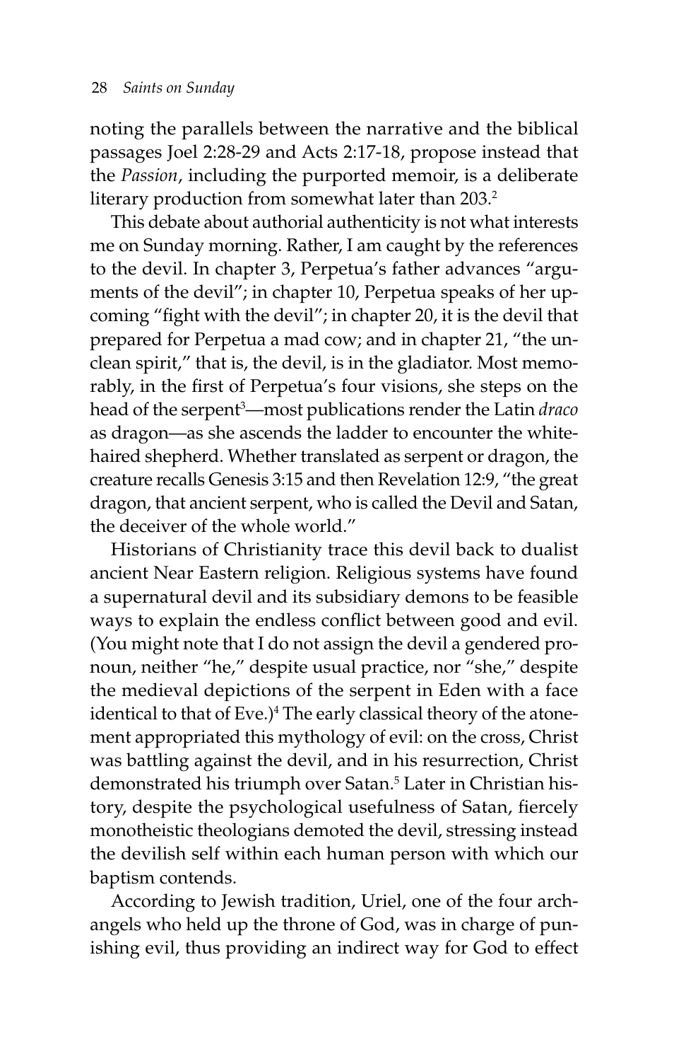noting the parallels between the narrative and the biblical passages Joel 2:28-29 and Acts 2:17-18, propose instead that the *Passion*, including the purported memoir, is a deliberate literary production from somewhat later than 203.[2]

This debate about authorial authenticity is not what interests me on Sunday morning. Rather, I am caught by the references to the devil. In chapter 3, Perpetua's father advances "arguments of the devil"; in chapter 10, Perpetua speaks of her upcoming "fight with the devil"; in chapter 20, it is the devil that prepared for Perpetua a mad cow; and in chapter 21, "the unclean spirit," that is, the devil, is in the gladiator. Most memorably, in the first of Perpetua's four visions, she steps on the head of the serpent[3]—most publications render the Latin *draco* as dragon—as she ascends the ladder to encounter the white-haired shepherd. Whether translated as serpent or dragon, the creature recalls Genesis 3:15 and then Revelation 12:9, "the great dragon, that ancient serpent, who is called the Devil and Satan, the deceiver of the whole world."

Historians of Christianity trace this devil back to dualist ancient Near Eastern religion. Religious systems have found a supernatural devil and its subsidiary demons to be feasible ways to explain the endless conflict between good and evil. (You might note that I do not assign the devil a gendered pronoun, neither "he," despite usual practice, nor "she," despite the medieval depictions of the serpent in Eden with a face identical to that of Eve.)[4] The early classical theory of the atonement appropriated this mythology of evil: on the cross, Christ was battling against the devil, and in his resurrection, Christ demonstrated his triumph over Satan.[5] Later in Christian history, despite the psychological usefulness of Satan, fiercely monotheistic theologians demoted the devil, stressing instead the devilish self within each human person with which our baptism contends.

According to Jewish tradition, Uriel, one of the four archangels who held up the throne of God, was in charge of punishing evil, thus providing an indirect way for God to effect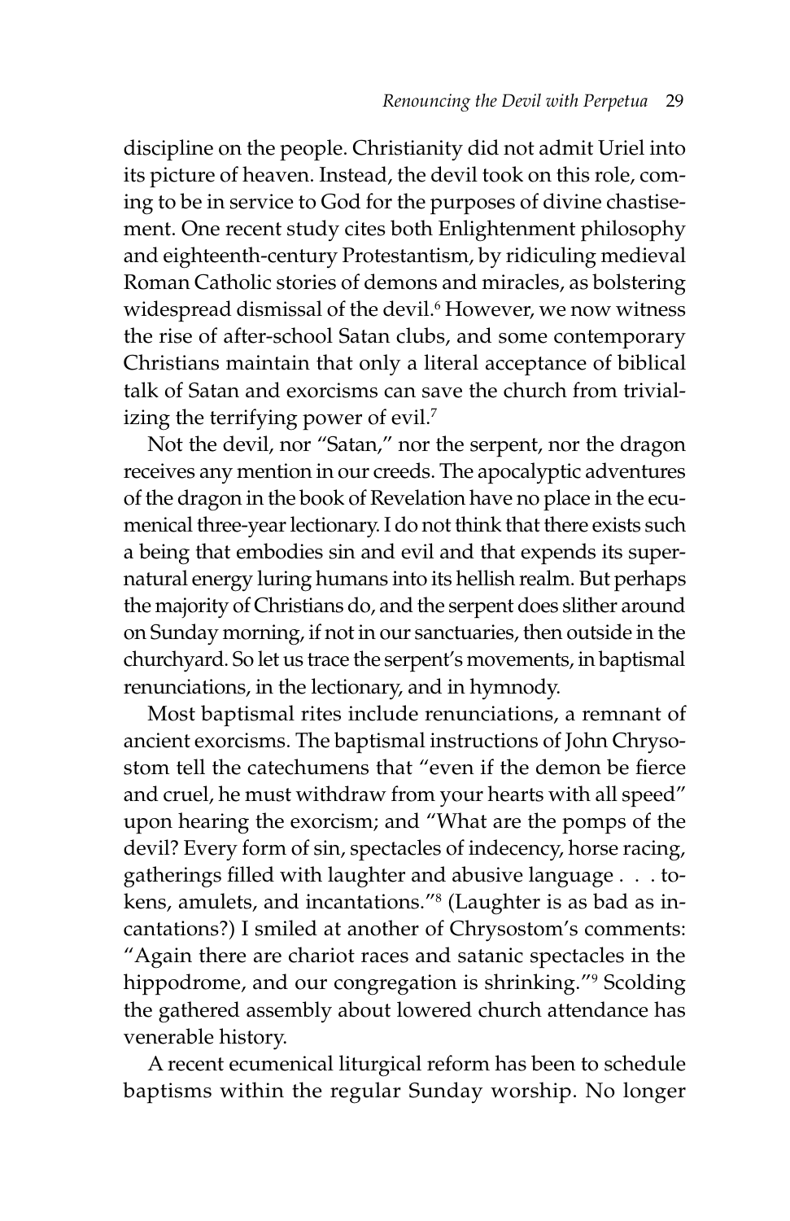discipline on the people. Christianity did not admit Uriel into its picture of heaven. Instead, the devil took on this role, coming to be in service to God for the purposes of divine chastisement. One recent study cites both Enlightenment philosophy and eighteenth-century Protestantism, by ridiculing medieval Roman Catholic stories of demons and miracles, as bolstering widespread dismissal of the devil.[6] However, we now witness the rise of after-school Satan clubs, and some contemporary Christians maintain that only a literal acceptance of biblical talk of Satan and exorcisms can save the church from trivializing the terrifying power of evil.[7]

Not the devil, nor "Satan," nor the serpent, nor the dragon receives any mention in our creeds. The apocalyptic adventures of the dragon in the book of Revelation have no place in the ecumenical three-year lectionary. I do not think that there exists such a being that embodies sin and evil and that expends its supernatural energy luring humans into its hellish realm. But perhaps the majority of Christians do, and the serpent does slither around on Sunday morning, if not in our sanctuaries, then outside in the churchyard. So let us trace the serpent's movements, in baptismal renunciations, in the lectionary, and in hymnody.

Most baptismal rites include renunciations, a remnant of ancient exorcisms. The baptismal instructions of John Chrysostom tell the catechumens that "even if the demon be fierce and cruel, he must withdraw from your hearts with all speed" upon hearing the exorcism; and "What are the pomps of the devil? Every form of sin, spectacles of indecency, horse racing, gatherings filled with laughter and abusive language . . . tokens, amulets, and incantations."[8] (Laughter is as bad as incantations?) I smiled at another of Chrysostom's comments: "Again there are chariot races and satanic spectacles in the hippodrome, and our congregation is shrinking."[9] Scolding the gathered assembly about lowered church attendance has venerable history.

A recent ecumenical liturgical reform has been to schedule baptisms within the regular Sunday worship. No longer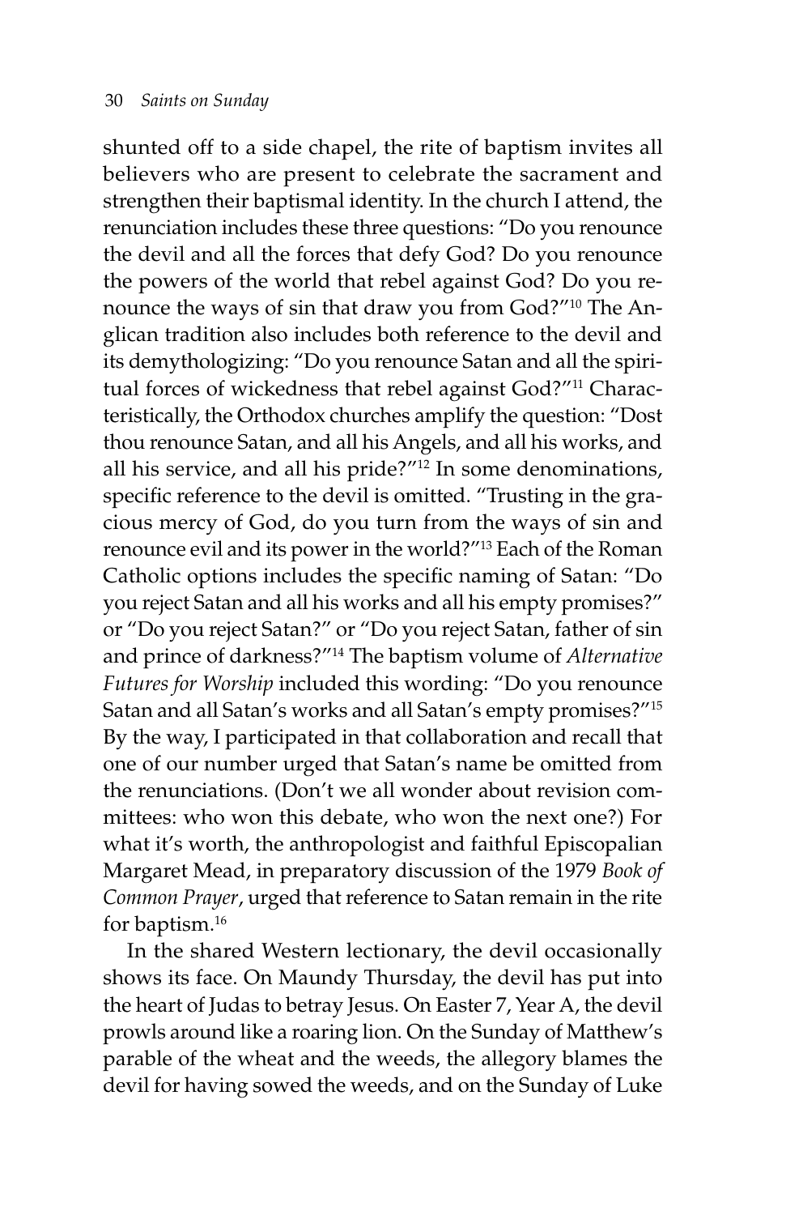shunted off to a side chapel, the rite of baptism invites all believers who are present to celebrate the sacrament and strengthen their baptismal identity. In the church I attend, the renunciation includes these three questions: "Do you renounce the devil and all the forces that defy God? Do you renounce the powers of the world that rebel against God? Do you renounce the ways of sin that draw you from God?"[10] The Anglican tradition also includes both reference to the devil and its demythologizing: "Do you renounce Satan and all the spiritual forces of wickedness that rebel against God?"[11] Characteristically, the Orthodox churches amplify the question: "Dost thou renounce Satan, and all his Angels, and all his works, and all his service, and all his pride?"[12] In some denominations, specific reference to the devil is omitted. "Trusting in the gracious mercy of God, do you turn from the ways of sin and renounce evil and its power in the world?"[13] Each of the Roman Catholic options includes the specific naming of Satan: "Do you reject Satan and all his works and all his empty promises?" or "Do you reject Satan?" or "Do you reject Satan, father of sin and prince of darkness?"[14] The baptism volume of *Alternative Futures for Worship* included this wording: "Do you renounce Satan and all Satan's works and all Satan's empty promises?"[15] By the way, I participated in that collaboration and recall that one of our number urged that Satan's name be omitted from the renunciations. (Don't we all wonder about revision committees: who won this debate, who won the next one?) For what it's worth, the anthropologist and faithful Episcopalian Margaret Mead, in preparatory discussion of the 1979 *Book of Common Prayer*, urged that reference to Satan remain in the rite for baptism.[16]

In the shared Western lectionary, the devil occasionally shows its face. On Maundy Thursday, the devil has put into the heart of Judas to betray Jesus. On Easter 7, Year A, the devil prowls around like a roaring lion. On the Sunday of Matthew's parable of the wheat and the weeds, the allegory blames the devil for having sowed the weeds, and on the Sunday of Luke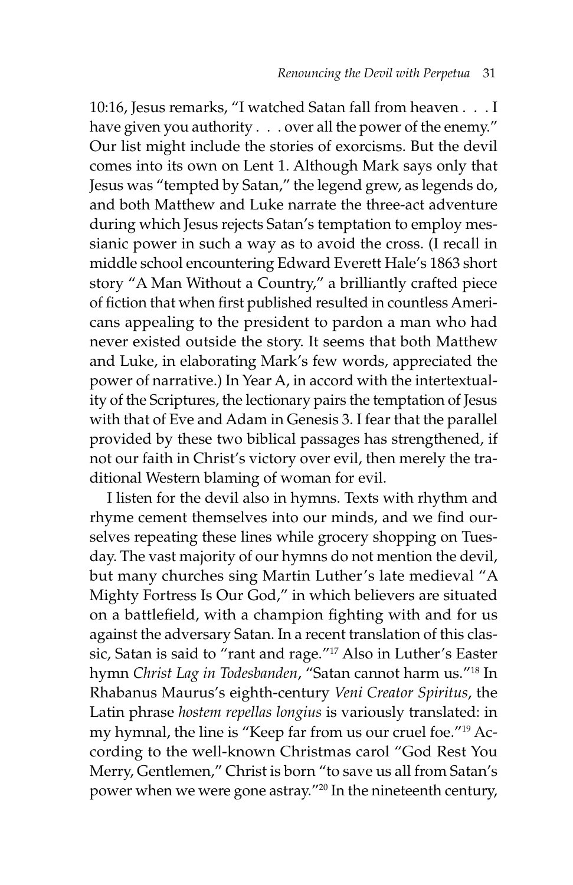10:16, Jesus remarks, "I watched Satan fall from heaven . . . I have given you authority . . . over all the power of the enemy." Our list might include the stories of exorcisms. But the devil comes into its own on Lent 1. Although Mark says only that Jesus was "tempted by Satan," the legend grew, as legends do, and both Matthew and Luke narrate the three-act adventure during which Jesus rejects Satan's temptation to employ messianic power in such a way as to avoid the cross. (I recall in middle school encountering Edward Everett Hale's 1863 short story "A Man Without a Country," a brilliantly crafted piece of fiction that when first published resulted in countless Americans appealing to the president to pardon a man who had never existed outside the story. It seems that both Matthew and Luke, in elaborating Mark's few words, appreciated the power of narrative.) In Year A, in accord with the intertextuality of the Scriptures, the lectionary pairs the temptation of Jesus with that of Eve and Adam in Genesis 3. I fear that the parallel provided by these two biblical passages has strengthened, if not our faith in Christ's victory over evil, then merely the traditional Western blaming of woman for evil.

I listen for the devil also in hymns. Texts with rhythm and rhyme cement themselves into our minds, and we find ourselves repeating these lines while grocery shopping on Tuesday. The vast majority of our hymns do not mention the devil, but many churches sing Martin Luther's late medieval "A Mighty Fortress Is Our God," in which believers are situated on a battlefield, with a champion fighting with and for us against the adversary Satan. In a recent translation of this classic, Satan is said to "rant and rage."[17] Also in Luther's Easter hymn *Christ Lag in Todesbanden*, "Satan cannot harm us."[18] In Rhabanus Maurus's eighth-century *Veni Creator Spiritus*, the Latin phrase *hostem repellas longius* is variously translated: in my hymnal, the line is "Keep far from us our cruel foe."[19] According to the well-known Christmas carol "God Rest You Merry, Gentlemen," Christ is born "to save us all from Satan's power when we were gone astray."[20] In the nineteenth century,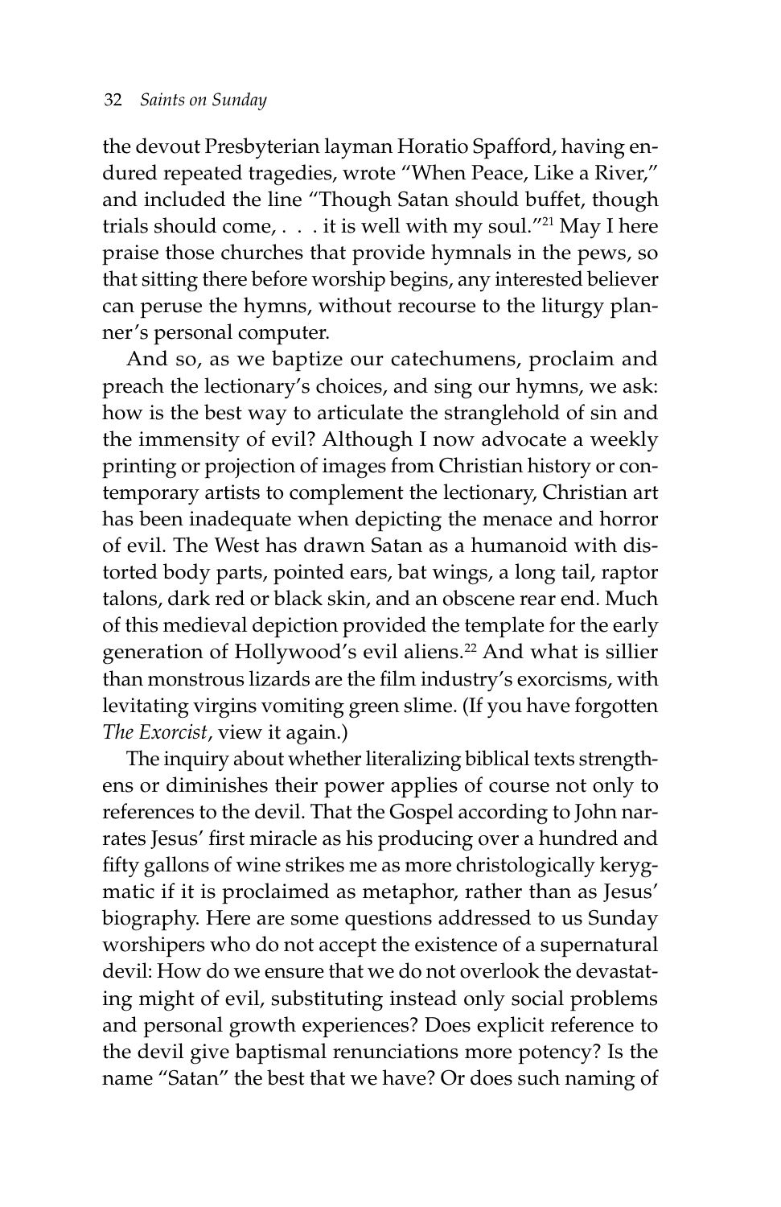the devout Presbyterian layman Horatio Spafford, having endured repeated tragedies, wrote "When Peace, Like a River," and included the line "Though Satan should buffet, though trials should come, . . . it is well with my soul."[21] May I here praise those churches that provide hymnals in the pews, so that sitting there before worship begins, any interested believer can peruse the hymns, without recourse to the liturgy planner's personal computer.

And so, as we baptize our catechumens, proclaim and preach the lectionary's choices, and sing our hymns, we ask: how is the best way to articulate the stranglehold of sin and the immensity of evil? Although I now advocate a weekly printing or projection of images from Christian history or contemporary artists to complement the lectionary, Christian art has been inadequate when depicting the menace and horror of evil. The West has drawn Satan as a humanoid with distorted body parts, pointed ears, bat wings, a long tail, raptor talons, dark red or black skin, and an obscene rear end. Much of this medieval depiction provided the template for the early generation of Hollywood's evil aliens.[22] And what is sillier than monstrous lizards are the film industry's exorcisms, with levitating virgins vomiting green slime. (If you have forgotten *The Exorcist*, view it again.)

The inquiry about whether literalizing biblical texts strengthens or diminishes their power applies of course not only to references to the devil. That the Gospel according to John narrates Jesus' first miracle as his producing over a hundred and fifty gallons of wine strikes me as more christologically kerygmatic if it is proclaimed as metaphor, rather than as Jesus' biography. Here are some questions addressed to us Sunday worshipers who do not accept the existence of a supernatural devil: How do we ensure that we do not overlook the devastating might of evil, substituting instead only social problems and personal growth experiences? Does explicit reference to the devil give baptismal renunciations more potency? Is the name "Satan" the best that we have? Or does such naming of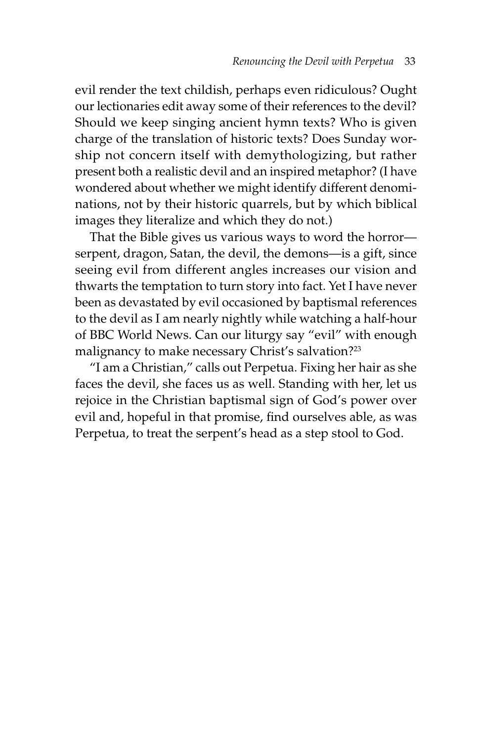evil render the text childish, perhaps even ridiculous? Ought our lectionaries edit away some of their references to the devil? Should we keep singing ancient hymn texts? Who is given charge of the translation of historic texts? Does Sunday worship not concern itself with demythologizing, but rather present both a realistic devil and an inspired metaphor? (I have wondered about whether we might identify different denominations, not by their historic quarrels, but by which biblical images they literalize and which they do not.)

That the Bible gives us various ways to word the horror—serpent, dragon, Satan, the devil, the demons—is a gift, since seeing evil from different angles increases our vision and thwarts the temptation to turn story into fact. Yet I have never been as devastated by evil occasioned by baptismal references to the devil as I am nearly nightly while watching a half-hour of BBC World News. Can our liturgy say "evil" with enough malignancy to make necessary Christ's salvation?[23]

"I am a Christian," calls out Perpetua. Fixing her hair as she faces the devil, she faces us as well. Standing with her, let us rejoice in the Christian baptismal sign of God's power over evil and, hopeful in that promise, find ourselves able, as was Perpetua, to treat the serpent's head as a step stool to God.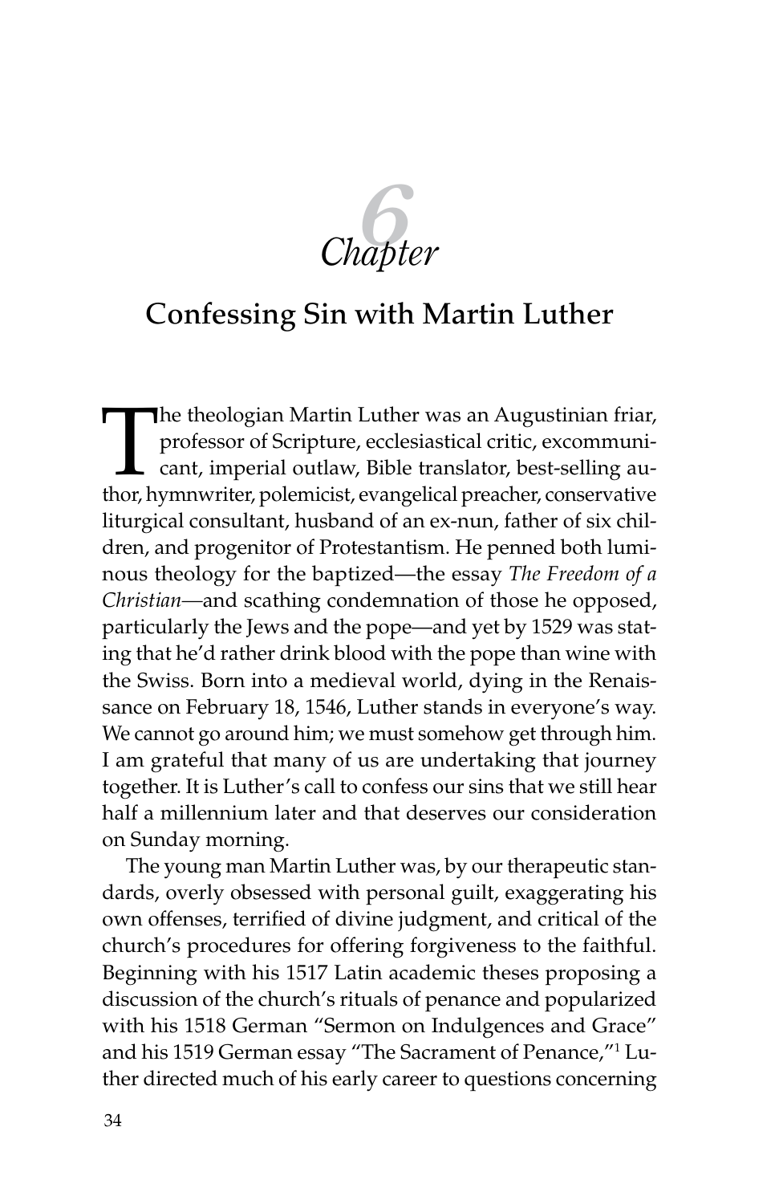# Chapter 6

## Confessing Sin with Martin Luther

The theologian Martin Luther was an Augustinian friar, professor of Scripture, ecclesiastical critic, excommunicant, imperial outlaw, Bible translator, best-selling author, hymnwriter, polemicist, evangelical preacher, conservative liturgical consultant, husband of an ex-nun, father of six children, and progenitor of Protestantism. He penned both luminous theology for the baptized—the essay *The Freedom of a Christian*—and scathing condemnation of those he opposed, particularly the Jews and the pope—and yet by 1529 was stating that he'd rather drink blood with the pope than wine with the Swiss. Born into a medieval world, dying in the Renaissance on February 18, 1546, Luther stands in everyone's way. We cannot go around him; we must somehow get through him. I am grateful that many of us are undertaking that journey together. It is Luther's call to confess our sins that we still hear half a millennium later and that deserves our consideration on Sunday morning.

The young man Martin Luther was, by our therapeutic standards, overly obsessed with personal guilt, exaggerating his own offenses, terrified of divine judgment, and critical of the church's procedures for offering forgiveness to the faithful. Beginning with his 1517 Latin academic theses proposing a discussion of the church's rituals of penance and popularized with his 1518 German "Sermon on Indulgences and Grace" and his 1519 German essay "The Sacrament of Penance,"[1] Luther directed much of his early career to questions concerning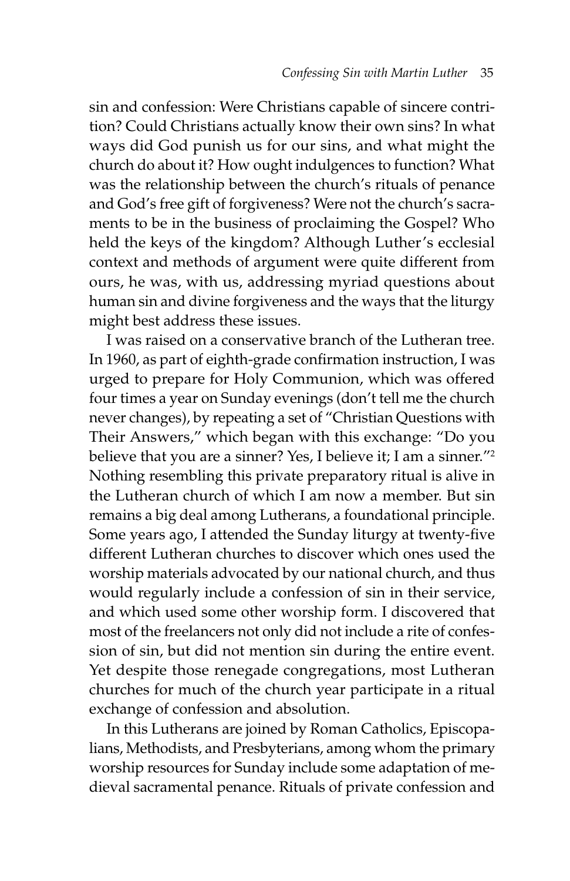sin and confession: Were Christians capable of sincere contrition? Could Christians actually know their own sins? In what ways did God punish us for our sins, and what might the church do about it? How ought indulgences to function? What was the relationship between the church's rituals of penance and God's free gift of forgiveness? Were not the church's sacraments to be in the business of proclaiming the Gospel? Who held the keys of the kingdom? Although Luther's ecclesial context and methods of argument were quite different from ours, he was, with us, addressing myriad questions about human sin and divine forgiveness and the ways that the liturgy might best address these issues.

I was raised on a conservative branch of the Lutheran tree. In 1960, as part of eighth-grade confirmation instruction, I was urged to prepare for Holy Communion, which was offered four times a year on Sunday evenings (don't tell me the church never changes), by repeating a set of "Christian Questions with Their Answers," which began with this exchange: "Do you believe that you are a sinner? Yes, I believe it; I am a sinner."[2] Nothing resembling this private preparatory ritual is alive in the Lutheran church of which I am now a member. But sin remains a big deal among Lutherans, a foundational principle. Some years ago, I attended the Sunday liturgy at twenty-five different Lutheran churches to discover which ones used the worship materials advocated by our national church, and thus would regularly include a confession of sin in their service, and which used some other worship form. I discovered that most of the freelancers not only did not include a rite of confession of sin, but did not mention sin during the entire event. Yet despite those renegade congregations, most Lutheran churches for much of the church year participate in a ritual exchange of confession and absolution.

In this Lutherans are joined by Roman Catholics, Episcopalians, Methodists, and Presbyterians, among whom the primary worship resources for Sunday include some adaptation of medieval sacramental penance. Rituals of private confession and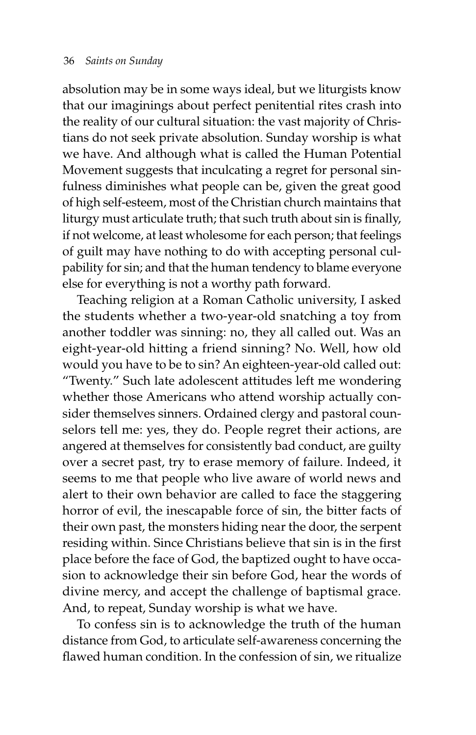absolution may be in some ways ideal, but we liturgists know that our imaginings about perfect penitential rites crash into the reality of our cultural situation: the vast majority of Christians do not seek private absolution. Sunday worship is what we have. And although what is called the Human Potential Movement suggests that inculcating a regret for personal sinfulness diminishes what people can be, given the great good of high self-esteem, most of the Christian church maintains that liturgy must articulate truth; that such truth about sin is finally, if not welcome, at least wholesome for each person; that feelings of guilt may have nothing to do with accepting personal culpability for sin; and that the human tendency to blame everyone else for everything is not a worthy path forward.

Teaching religion at a Roman Catholic university, I asked the students whether a two-year-old snatching a toy from another toddler was sinning: no, they all called out. Was an eight-year-old hitting a friend sinning? No. Well, how old would you have to be to sin? An eighteen-year-old called out: "Twenty." Such late adolescent attitudes left me wondering whether those Americans who attend worship actually consider themselves sinners. Ordained clergy and pastoral counselors tell me: yes, they do. People regret their actions, are angered at themselves for consistently bad conduct, are guilty over a secret past, try to erase memory of failure. Indeed, it seems to me that people who live aware of world news and alert to their own behavior are called to face the staggering horror of evil, the inescapable force of sin, the bitter facts of their own past, the monsters hiding near the door, the serpent residing within. Since Christians believe that sin is in the first place before the face of God, the baptized ought to have occasion to acknowledge their sin before God, hear the words of divine mercy, and accept the challenge of baptismal grace. And, to repeat, Sunday worship is what we have.

To confess sin is to acknowledge the truth of the human distance from God, to articulate self-awareness concerning the flawed human condition. In the confession of sin, we ritualize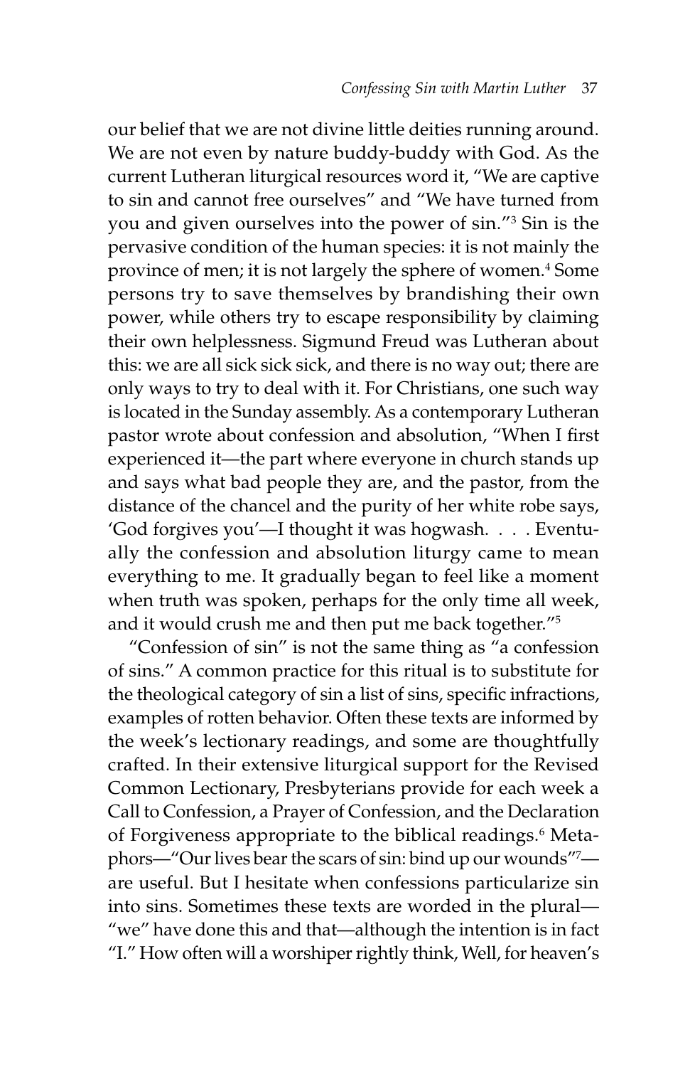our belief that we are not divine little deities running around. We are not even by nature buddy-buddy with God. As the current Lutheran liturgical resources word it, "We are captive to sin and cannot free ourselves" and "We have turned from you and given ourselves into the power of sin."[3] Sin is the pervasive condition of the human species: it is not mainly the province of men; it is not largely the sphere of women.[4] Some persons try to save themselves by brandishing their own power, while others try to escape responsibility by claiming their own helplessness. Sigmund Freud was Lutheran about this: we are all sick sick sick, and there is no way out; there are only ways to try to deal with it. For Christians, one such way is located in the Sunday assembly. As a contemporary Lutheran pastor wrote about confession and absolution, "When I first experienced it—the part where everyone in church stands up and says what bad people they are, and the pastor, from the distance of the chancel and the purity of her white robe says, 'God forgives you'—I thought it was hogwash. . . . Eventually the confession and absolution liturgy came to mean everything to me. It gradually began to feel like a moment when truth was spoken, perhaps for the only time all week, and it would crush me and then put me back together."[5]

"Confession of sin" is not the same thing as "a confession of sins." A common practice for this ritual is to substitute for the theological category of sin a list of sins, specific infractions, examples of rotten behavior. Often these texts are informed by the week's lectionary readings, and some are thoughtfully crafted. In their extensive liturgical support for the Revised Common Lectionary, Presbyterians provide for each week a Call to Confession, a Prayer of Confession, and the Declaration of Forgiveness appropriate to the biblical readings.[6] Metaphors—"Our lives bear the scars of sin: bind up our wounds"[7]—are useful. But I hesitate when confessions particularize sin into sins. Sometimes these texts are worded in the plural—"we" have done this and that—although the intention is in fact "I." How often will a worshiper rightly think, Well, for heaven's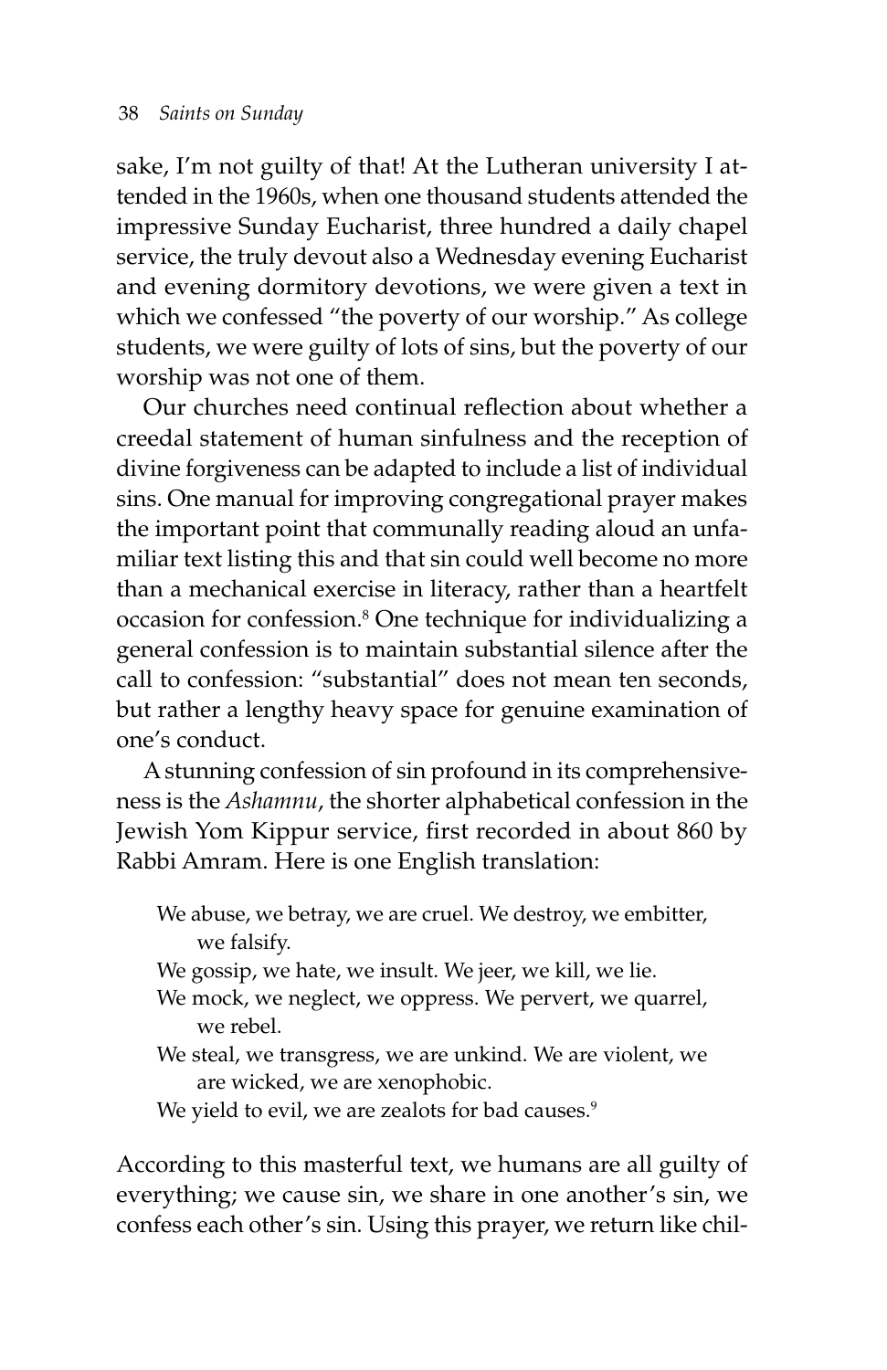sake, I'm not guilty of that! At the Lutheran university I attended in the 1960s, when one thousand students attended the impressive Sunday Eucharist, three hundred a daily chapel service, the truly devout also a Wednesday evening Eucharist and evening dormitory devotions, we were given a text in which we confessed "the poverty of our worship." As college students, we were guilty of lots of sins, but the poverty of our worship was not one of them.

Our churches need continual reflection about whether a creedal statement of human sinfulness and the reception of divine forgiveness can be adapted to include a list of individual sins. One manual for improving congregational prayer makes the important point that communally reading aloud an unfamiliar text listing this and that sin could well become no more than a mechanical exercise in literacy, rather than a heartfelt occasion for confession.[8] One technique for individualizing a general confession is to maintain substantial silence after the call to confession: "substantial" does not mean ten seconds, but rather a lengthy heavy space for genuine examination of one's conduct.

A stunning confession of sin profound in its comprehensiveness is the *Ashamnu*, the shorter alphabetical confession in the Jewish Yom Kippur service, first recorded in about 860 by Rabbi Amram. Here is one English translation:

> We abuse, we betray, we are cruel. We destroy, we embitter, we falsify.
> We gossip, we hate, we insult. We jeer, we kill, we lie.
> We mock, we neglect, we oppress. We pervert, we quarrel, we rebel.
> We steal, we transgress, we are unkind. We are violent, we are wicked, we are xenophobic.
> We yield to evil, we are zealots for bad causes.[9]

According to this masterful text, we humans are all guilty of everything; we cause sin, we share in one another's sin, we confess each other's sin. Using this prayer, we return like chil-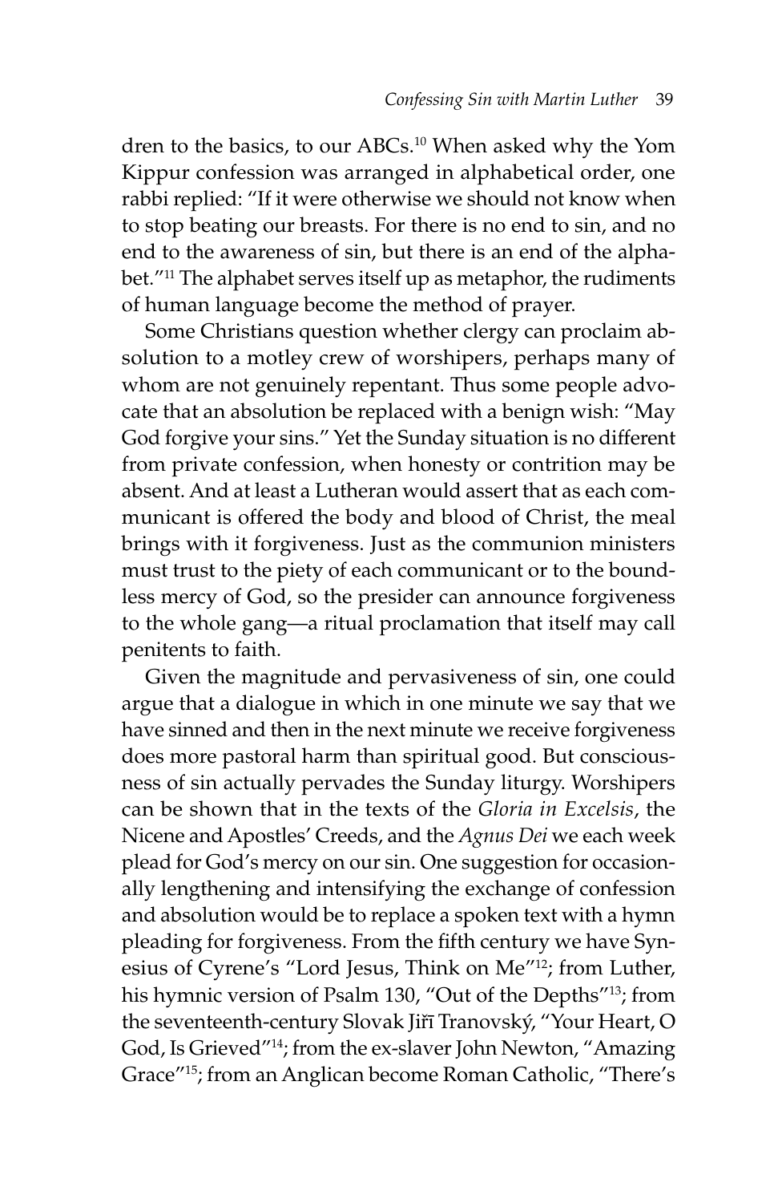dren to the basics, to our ABCs.[10] When asked why the Yom Kippur confession was arranged in alphabetical order, one rabbi replied: "If it were otherwise we should not know when to stop beating our breasts. For there is no end to sin, and no end to the awareness of sin, but there is an end of the alphabet."[11] The alphabet serves itself up as metaphor, the rudiments of human language become the method of prayer.

Some Christians question whether clergy can proclaim absolution to a motley crew of worshipers, perhaps many of whom are not genuinely repentant. Thus some people advocate that an absolution be replaced with a benign wish: "May God forgive your sins." Yet the Sunday situation is no different from private confession, when honesty or contrition may be absent. And at least a Lutheran would assert that as each communicant is offered the body and blood of Christ, the meal brings with it forgiveness. Just as the communion ministers must trust to the piety of each communicant or to the boundless mercy of God, so the presider can announce forgiveness to the whole gang—a ritual proclamation that itself may call penitents to faith.

Given the magnitude and pervasiveness of sin, one could argue that a dialogue in which in one minute we say that we have sinned and then in the next minute we receive forgiveness does more pastoral harm than spiritual good. But consciousness of sin actually pervades the Sunday liturgy. Worshipers can be shown that in the texts of the *Gloria in Excelsis*, the Nicene and Apostles' Creeds, and the *Agnus Dei* we each week plead for God's mercy on our sin. One suggestion for occasionally lengthening and intensifying the exchange of confession and absolution would be to replace a spoken text with a hymn pleading for forgiveness. From the fifth century we have Synesius of Cyrene's "Lord Jesus, Think on Me"[12]; from Luther, his hymnic version of Psalm 130, "Out of the Depths"[13]; from the seventeenth-century Slovak Jiřī Tranovský, "Your Heart, O God, Is Grieved"[14]; from the ex-slaver John Newton, "Amazing Grace"[15]; from an Anglican become Roman Catholic, "There's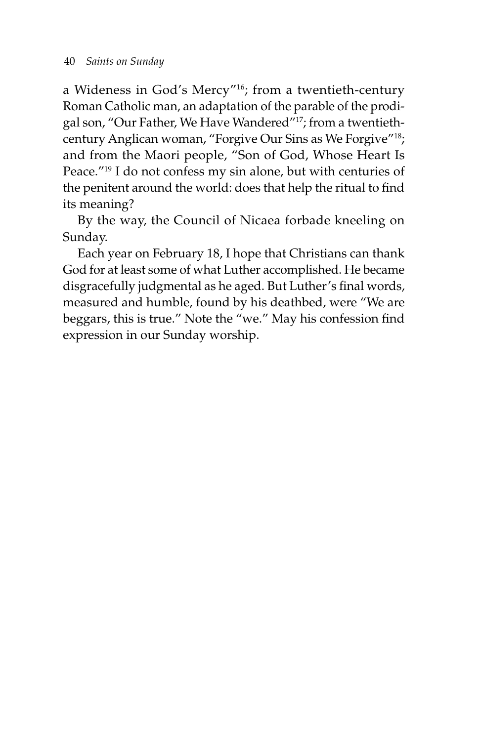a Wideness in God's Mercy"[16]; from a twentieth-century Roman Catholic man, an adaptation of the parable of the prodigal son, "Our Father, We Have Wandered"[17]; from a twentieth-century Anglican woman, "Forgive Our Sins as We Forgive"[18]; and from the Maori people, "Son of God, Whose Heart Is Peace."[19] I do not confess my sin alone, but with centuries of the penitent around the world: does that help the ritual to find its meaning?

By the way, the Council of Nicaea forbade kneeling on Sunday.

Each year on February 18, I hope that Christians can thank God for at least some of what Luther accomplished. He became disgracefully judgmental as he aged. But Luther's final words, measured and humble, found by his deathbed, were "We are beggars, this is true." Note the "we." May his confession find expression in our Sunday worship.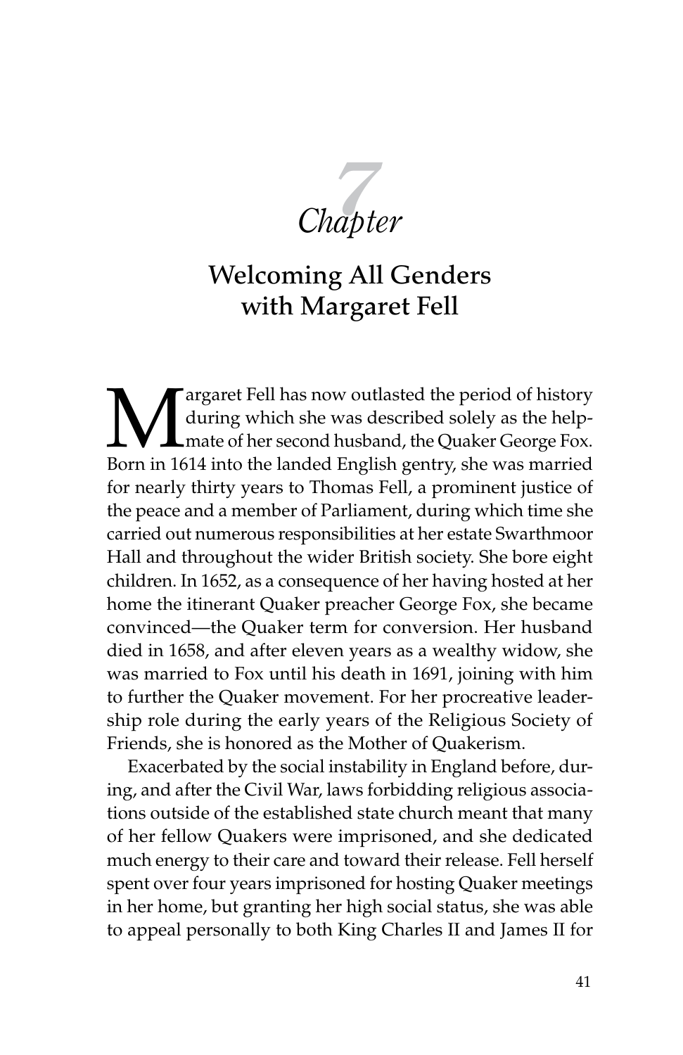# 7 Chapter

## Welcoming All Genders with Margaret Fell

Margaret Fell has now outlasted the period of history during which she was described solely as the helpmate of her second husband, the Quaker George Fox. Born in 1614 into the landed English gentry, she was married for nearly thirty years to Thomas Fell, a prominent justice of the peace and a member of Parliament, during which time she carried out numerous responsibilities at her estate Swarthmoor Hall and throughout the wider British society. She bore eight children. In 1652, as a consequence of her having hosted at her home the itinerant Quaker preacher George Fox, she became convinced—the Quaker term for conversion. Her husband died in 1658, and after eleven years as a wealthy widow, she was married to Fox until his death in 1691, joining with him to further the Quaker movement. For her procreative leadership role during the early years of the Religious Society of Friends, she is honored as the Mother of Quakerism.

Exacerbated by the social instability in England before, during, and after the Civil War, laws forbidding religious associations outside of the established state church meant that many of her fellow Quakers were imprisoned, and she dedicated much energy to their care and toward their release. Fell herself spent over four years imprisoned for hosting Quaker meetings in her home, but granting her high social status, she was able to appeal personally to both King Charles II and James II for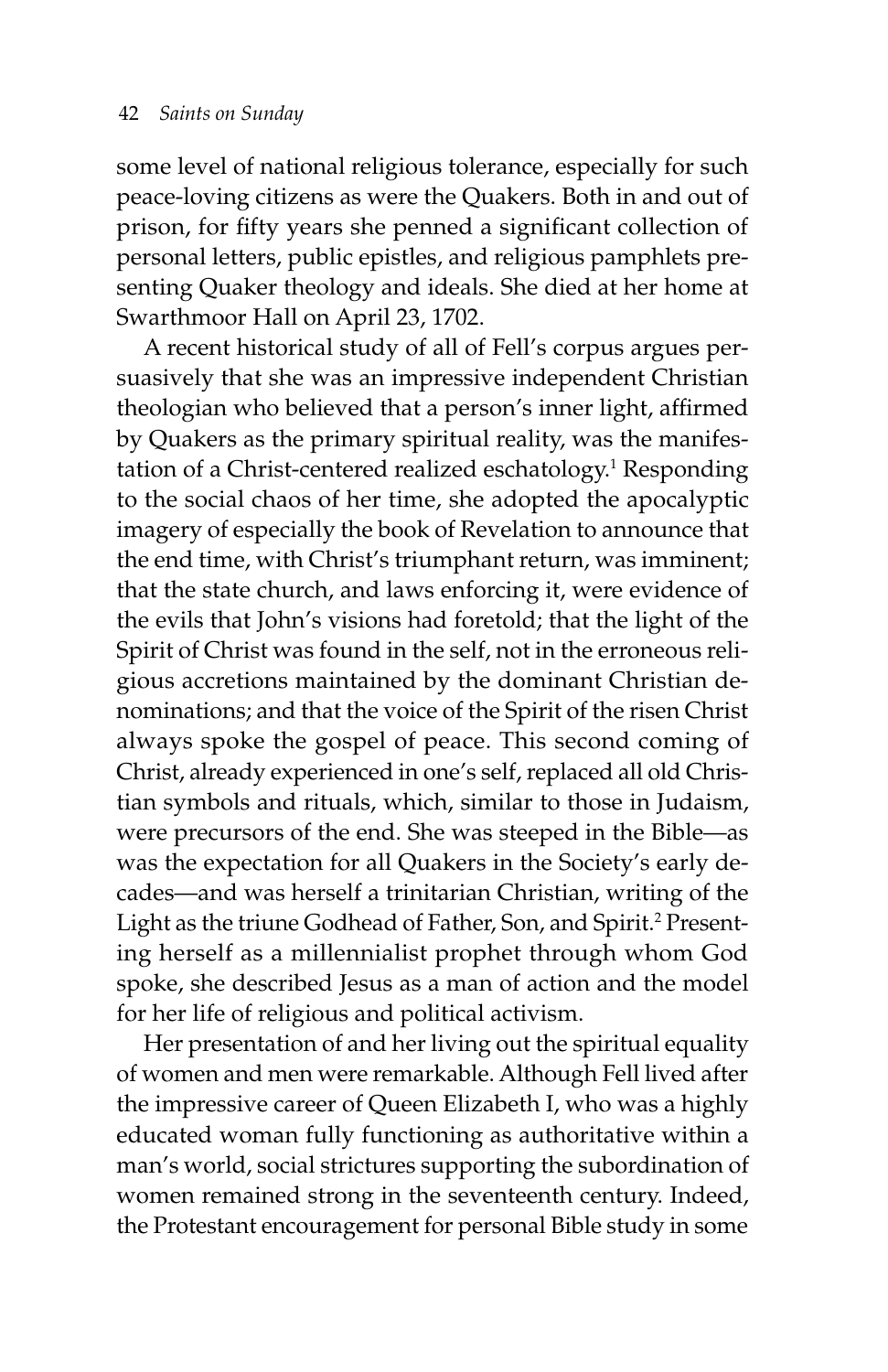some level of national religious tolerance, especially for such peace-loving citizens as were the Quakers. Both in and out of prison, for fifty years she penned a significant collection of personal letters, public epistles, and religious pamphlets presenting Quaker theology and ideals. She died at her home at Swarthmoor Hall on April 23, 1702.

A recent historical study of all of Fell's corpus argues persuasively that she was an impressive independent Christian theologian who believed that a person's inner light, affirmed by Quakers as the primary spiritual reality, was the manifestation of a Christ-centered realized eschatology.[1] Responding to the social chaos of her time, she adopted the apocalyptic imagery of especially the book of Revelation to announce that the end time, with Christ's triumphant return, was imminent; that the state church, and laws enforcing it, were evidence of the evils that John's visions had foretold; that the light of the Spirit of Christ was found in the self, not in the erroneous religious accretions maintained by the dominant Christian denominations; and that the voice of the Spirit of the risen Christ always spoke the gospel of peace. This second coming of Christ, already experienced in one's self, replaced all old Christian symbols and rituals, which, similar to those in Judaism, were precursors of the end. She was steeped in the Bible—as was the expectation for all Quakers in the Society's early decades—and was herself a trinitarian Christian, writing of the Light as the triune Godhead of Father, Son, and Spirit.[2] Presenting herself as a millennialist prophet through whom God spoke, she described Jesus as a man of action and the model for her life of religious and political activism.

Her presentation of and her living out the spiritual equality of women and men were remarkable. Although Fell lived after the impressive career of Queen Elizabeth I, who was a highly educated woman fully functioning as authoritative within a man's world, social strictures supporting the subordination of women remained strong in the seventeenth century. Indeed, the Protestant encouragement for personal Bible study in some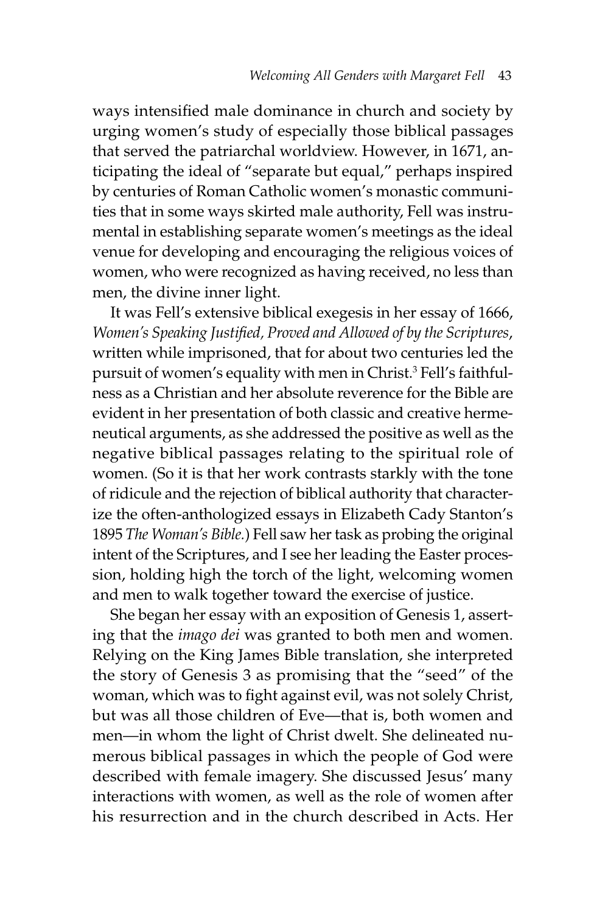ways intensified male dominance in church and society by urging women's study of especially those biblical passages that served the patriarchal worldview. However, in 1671, anticipating the ideal of "separate but equal," perhaps inspired by centuries of Roman Catholic women's monastic communities that in some ways skirted male authority, Fell was instrumental in establishing separate women's meetings as the ideal venue for developing and encouraging the religious voices of women, who were recognized as having received, no less than men, the divine inner light.

It was Fell's extensive biblical exegesis in her essay of 1666, *Women's Speaking Justified, Proved and Allowed of by the Scriptures*, written while imprisoned, that for about two centuries led the pursuit of women's equality with men in Christ.[3] Fell's faithfulness as a Christian and her absolute reverence for the Bible are evident in her presentation of both classic and creative hermeneutical arguments, as she addressed the positive as well as the negative biblical passages relating to the spiritual role of women. (So it is that her work contrasts starkly with the tone of ridicule and the rejection of biblical authority that characterize the often-anthologized essays in Elizabeth Cady Stanton's 1895 *The Woman's Bible.*) Fell saw her task as probing the original intent of the Scriptures, and I see her leading the Easter procession, holding high the torch of the light, welcoming women and men to walk together toward the exercise of justice.

She began her essay with an exposition of Genesis 1, asserting that the *imago dei* was granted to both men and women. Relying on the King James Bible translation, she interpreted the story of Genesis 3 as promising that the "seed" of the woman, which was to fight against evil, was not solely Christ, but was all those children of Eve—that is, both women and men—in whom the light of Christ dwelt. She delineated numerous biblical passages in which the people of God were described with female imagery. She discussed Jesus' many interactions with women, as well as the role of women after his resurrection and in the church described in Acts. Her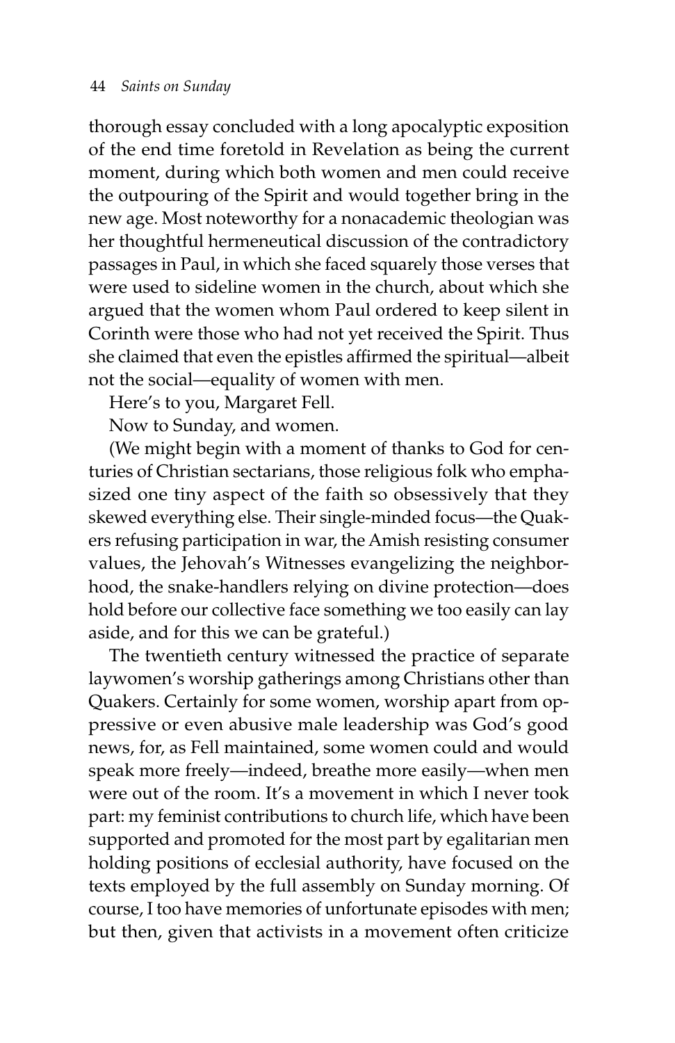thorough essay concluded with a long apocalyptic exposition of the end time foretold in Revelation as being the current moment, during which both women and men could receive the outpouring of the Spirit and would together bring in the new age. Most noteworthy for a nonacademic theologian was her thoughtful hermeneutical discussion of the contradictory passages in Paul, in which she faced squarely those verses that were used to sideline women in the church, about which she argued that the women whom Paul ordered to keep silent in Corinth were those who had not yet received the Spirit. Thus she claimed that even the epistles affirmed the spiritual—albeit not the social—equality of women with men.

Here's to you, Margaret Fell.

Now to Sunday, and women.

(We might begin with a moment of thanks to God for centuries of Christian sectarians, those religious folk who emphasized one tiny aspect of the faith so obsessively that they skewed everything else. Their single-minded focus—the Quakers refusing participation in war, the Amish resisting consumer values, the Jehovah's Witnesses evangelizing the neighborhood, the snake-handlers relying on divine protection—does hold before our collective face something we too easily can lay aside, and for this we can be grateful.)

The twentieth century witnessed the practice of separate laywomen's worship gatherings among Christians other than Quakers. Certainly for some women, worship apart from oppressive or even abusive male leadership was God's good news, for, as Fell maintained, some women could and would speak more freely—indeed, breathe more easily—when men were out of the room. It's a movement in which I never took part: my feminist contributions to church life, which have been supported and promoted for the most part by egalitarian men holding positions of ecclesial authority, have focused on the texts employed by the full assembly on Sunday morning. Of course, I too have memories of unfortunate episodes with men; but then, given that activists in a movement often criticize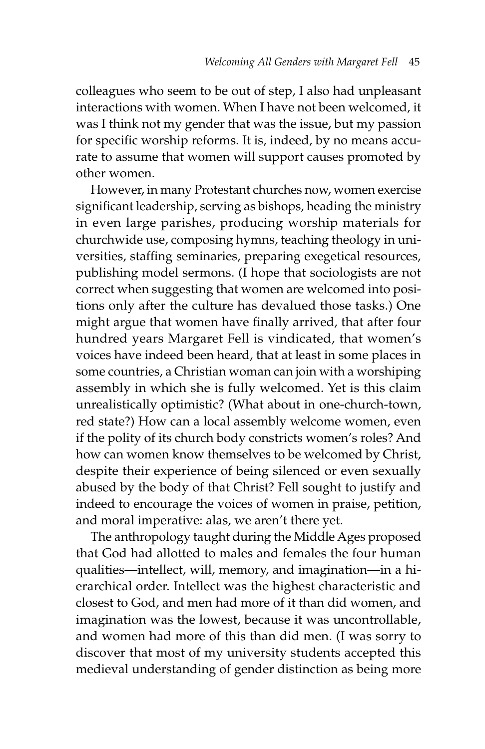colleagues who seem to be out of step, I also had unpleasant interactions with women. When I have not been welcomed, it was I think not my gender that was the issue, but my passion for specific worship reforms. It is, indeed, by no means accurate to assume that women will support causes promoted by other women.

However, in many Protestant churches now, women exercise significant leadership, serving as bishops, heading the ministry in even large parishes, producing worship materials for churchwide use, composing hymns, teaching theology in universities, staffing seminaries, preparing exegetical resources, publishing model sermons. (I hope that sociologists are not correct when suggesting that women are welcomed into positions only after the culture has devalued those tasks.) One might argue that women have finally arrived, that after four hundred years Margaret Fell is vindicated, that women's voices have indeed been heard, that at least in some places in some countries, a Christian woman can join with a worshiping assembly in which she is fully welcomed. Yet is this claim unrealistically optimistic? (What about in one-church-town, red state?) How can a local assembly welcome women, even if the polity of its church body constricts women's roles? And how can women know themselves to be welcomed by Christ, despite their experience of being silenced or even sexually abused by the body of that Christ? Fell sought to justify and indeed to encourage the voices of women in praise, petition, and moral imperative: alas, we aren't there yet.

The anthropology taught during the Middle Ages proposed that God had allotted to males and females the four human qualities—intellect, will, memory, and imagination—in a hierarchical order. Intellect was the highest characteristic and closest to God, and men had more of it than did women, and imagination was the lowest, because it was uncontrollable, and women had more of this than did men. (I was sorry to discover that most of my university students accepted this medieval understanding of gender distinction as being more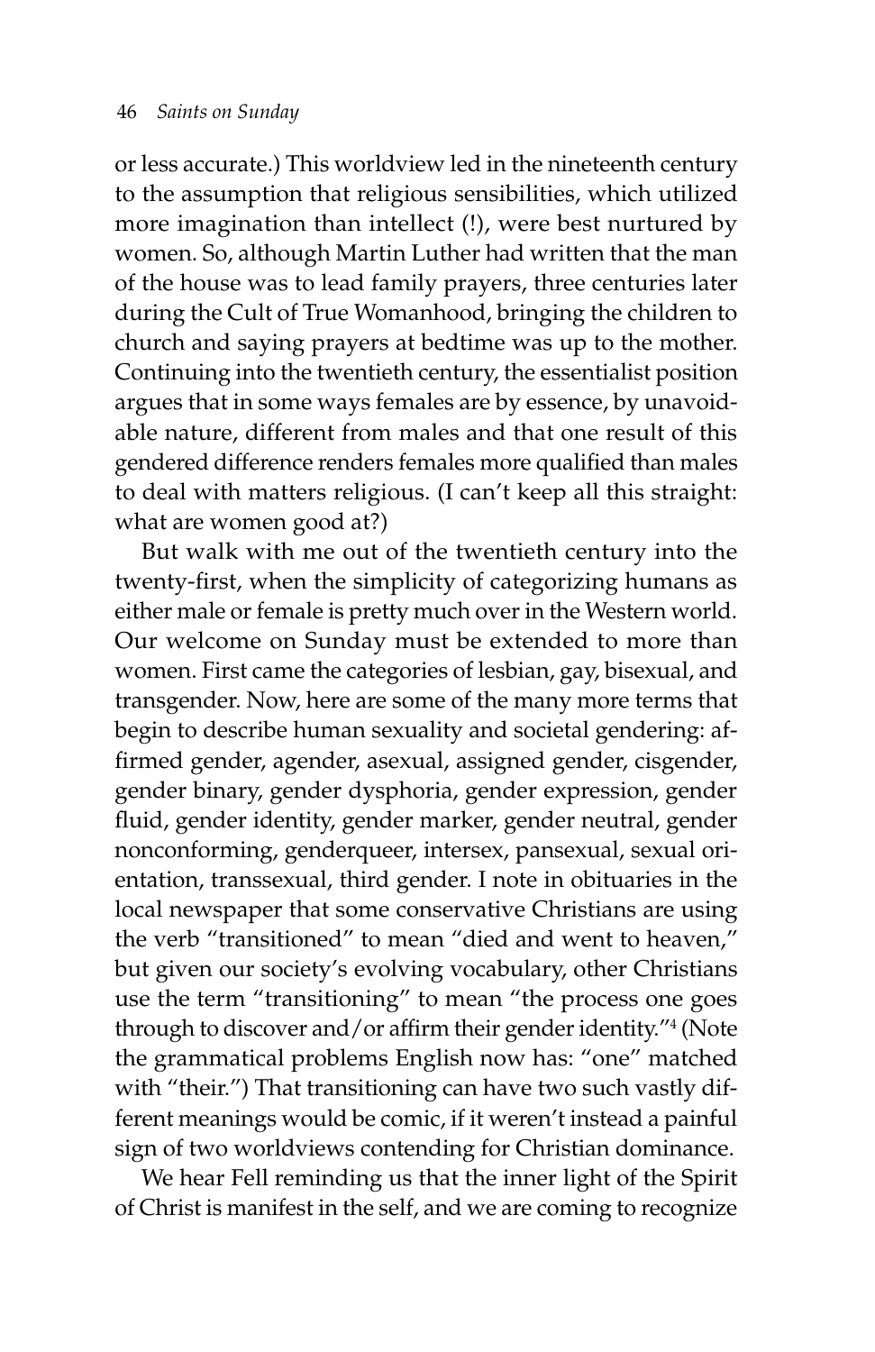or less accurate.) This worldview led in the nineteenth century to the assumption that religious sensibilities, which utilized more imagination than intellect (!), were best nurtured by women. So, although Martin Luther had written that the man of the house was to lead family prayers, three centuries later during the Cult of True Womanhood, bringing the children to church and saying prayers at bedtime was up to the mother. Continuing into the twentieth century, the essentialist position argues that in some ways females are by essence, by unavoidable nature, different from males and that one result of this gendered difference renders females more qualified than males to deal with matters religious. (I can't keep all this straight: what are women good at?)

But walk with me out of the twentieth century into the twenty-first, when the simplicity of categorizing humans as either male or female is pretty much over in the Western world. Our welcome on Sunday must be extended to more than women. First came the categories of lesbian, gay, bisexual, and transgender. Now, here are some of the many more terms that begin to describe human sexuality and societal gendering: affirmed gender, agender, asexual, assigned gender, cisgender, gender binary, gender dysphoria, gender expression, gender fluid, gender identity, gender marker, gender neutral, gender nonconforming, genderqueer, intersex, pansexual, sexual orientation, transsexual, third gender. I note in obituaries in the local newspaper that some conservative Christians are using the verb "transitioned" to mean "died and went to heaven," but given our society's evolving vocabulary, other Christians use the term "transitioning" to mean "the process one goes through to discover and/or affirm their gender identity."[4] (Note the grammatical problems English now has: "one" matched with "their.") That transitioning can have two such vastly different meanings would be comic, if it weren't instead a painful sign of two worldviews contending for Christian dominance.

We hear Fell reminding us that the inner light of the Spirit of Christ is manifest in the self, and we are coming to recognize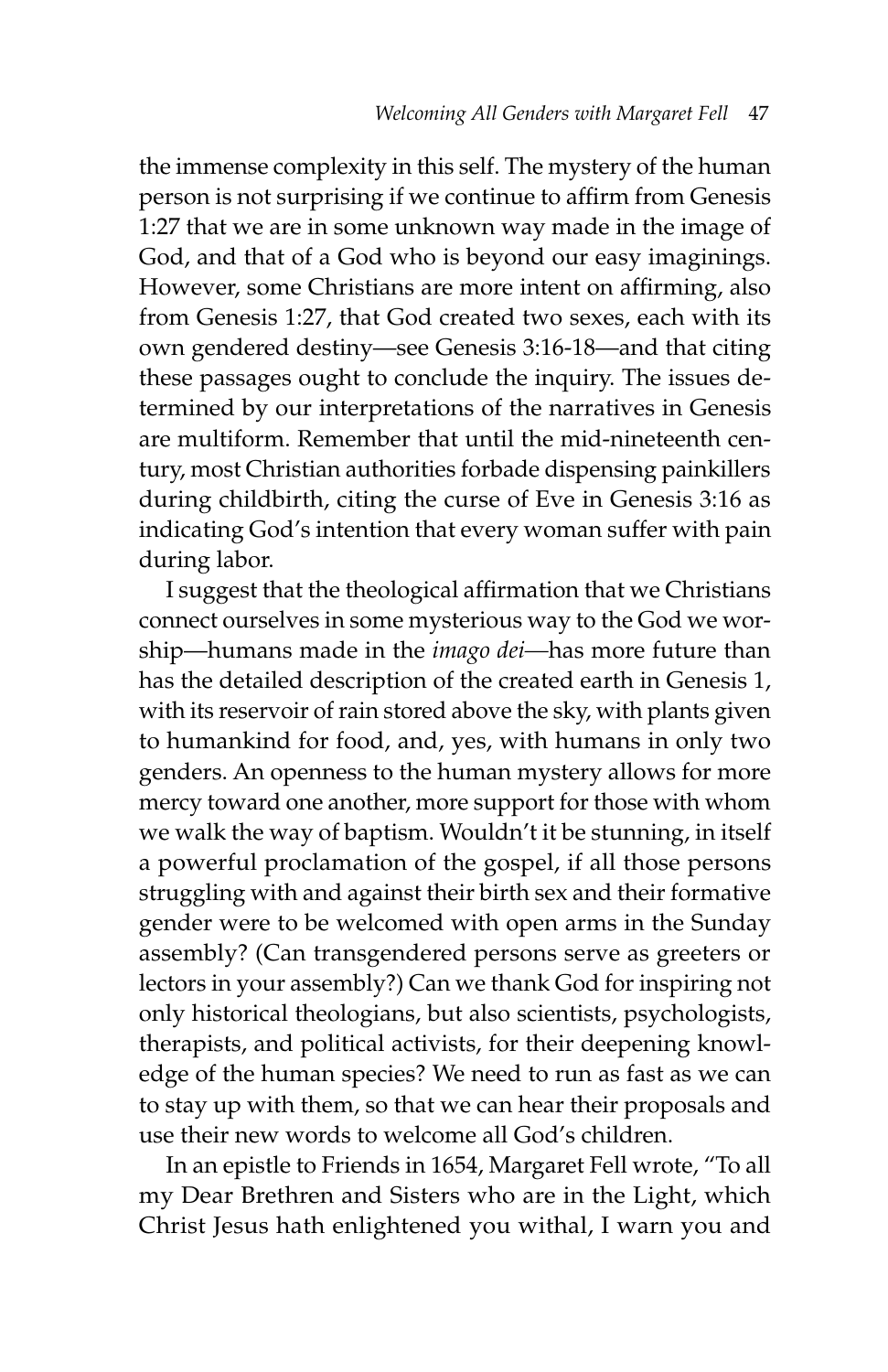the immense complexity in this self. The mystery of the human person is not surprising if we continue to affirm from Genesis 1:27 that we are in some unknown way made in the image of God, and that of a God who is beyond our easy imaginings. However, some Christians are more intent on affirming, also from Genesis 1:27, that God created two sexes, each with its own gendered destiny—see Genesis 3:16-18—and that citing these passages ought to conclude the inquiry. The issues determined by our interpretations of the narratives in Genesis are multiform. Remember that until the mid-nineteenth century, most Christian authorities forbade dispensing painkillers during childbirth, citing the curse of Eve in Genesis 3:16 as indicating God's intention that every woman suffer with pain during labor.

I suggest that the theological affirmation that we Christians connect ourselves in some mysterious way to the God we worship—humans made in the *imago dei*—has more future than has the detailed description of the created earth in Genesis 1, with its reservoir of rain stored above the sky, with plants given to humankind for food, and, yes, with humans in only two genders. An openness to the human mystery allows for more mercy toward one another, more support for those with whom we walk the way of baptism. Wouldn't it be stunning, in itself a powerful proclamation of the gospel, if all those persons struggling with and against their birth sex and their formative gender were to be welcomed with open arms in the Sunday assembly? (Can transgendered persons serve as greeters or lectors in your assembly?) Can we thank God for inspiring not only historical theologians, but also scientists, psychologists, therapists, and political activists, for their deepening knowledge of the human species? We need to run as fast as we can to stay up with them, so that we can hear their proposals and use their new words to welcome all God's children.

In an epistle to Friends in 1654, Margaret Fell wrote, "To all my Dear Brethren and Sisters who are in the Light, which Christ Jesus hath enlightened you withal, I warn you and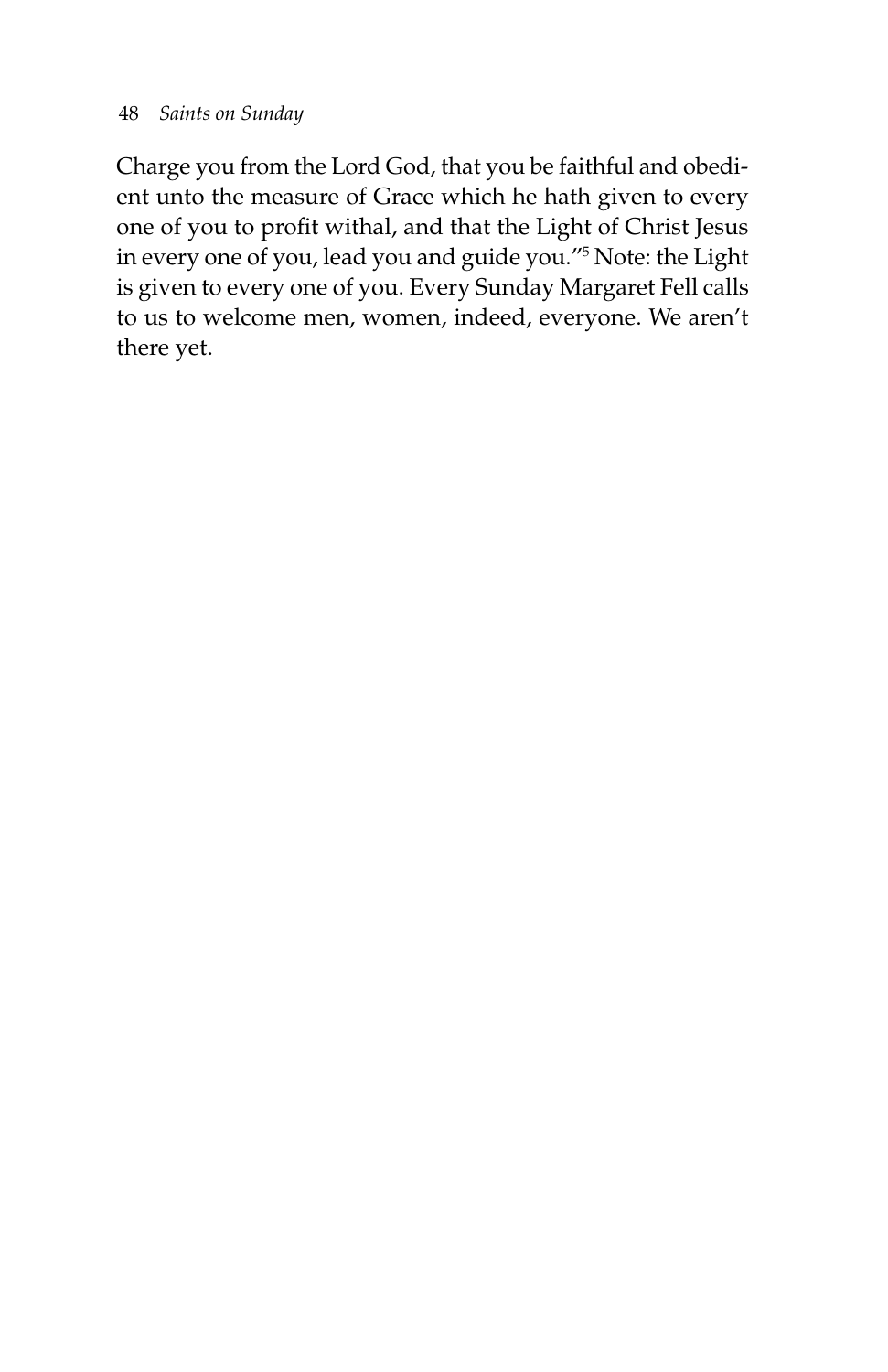Charge you from the Lord God, that you be faithful and obedient unto the measure of Grace which he hath given to every one of you to profit withal, and that the Light of Christ Jesus in every one of you, lead you and guide you."[5] Note: the Light is given to every one of you. Every Sunday Margaret Fell calls to us to welcome men, women, indeed, everyone. We aren't there yet.